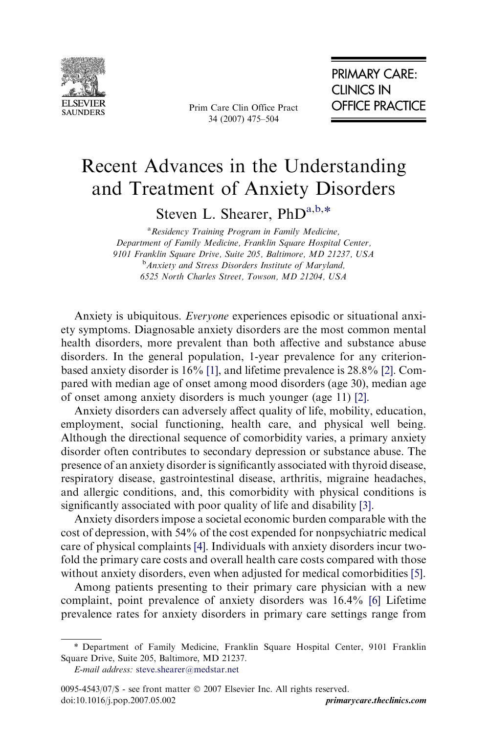# Recent Advances in the Understanding and Treatment of Anxiety Disorders

Steven L. Shearer, PhD[a,b,*]

[a] *Residency Training Program in Family Medicine, Department of Family Medicine, Franklin Square Hospital Center, 9101 Franklin Square Drive, Suite 205, Baltimore, MD 21237, USA*

[b] *Anxiety and Stress Disorders Institute of Maryland, 6525 North Charles Street, Towson, MD 21204, USA*

Anxiety is ubiquitous. *Everyone* experiences episodic or situational anxiety symptoms. Diagnosable anxiety disorders are the most common mental health disorders, more prevalent than both affective and substance abuse disorders. In the general population, 1-year prevalence for any criterion-based anxiety disorder is 16% [1], and lifetime prevalence is 28.8% [2]. Compared with median age of onset among mood disorders (age 30), median age of onset among anxiety disorders is much younger (age 11) [2].

Anxiety disorders can adversely affect quality of life, mobility, education, employment, social functioning, health care, and physical well being. Although the directional sequence of comorbidity varies, a primary anxiety disorder often contributes to secondary depression or substance abuse. The presence of an anxiety disorder is significantly associated with thyroid disease, respiratory disease, gastrointestinal disease, arthritis, migraine headaches, and allergic conditions, and, this comorbidity with physical conditions is significantly associated with poor quality of life and disability [3].

Anxiety disorders impose a societal economic burden comparable with the cost of depression, with 54% of the cost expended for nonpsychiatric medical care of physical complaints [4]. Individuals with anxiety disorders incur two-fold the primary care costs and overall health care costs compared with those without anxiety disorders, even when adjusted for medical comorbidities [5].

Among patients presenting to their primary care physician with a new complaint, point prevalence of anxiety disorders was 16.4% [6] Lifetime prevalence rates for anxiety disorders in primary care settings range from

---

\* Department of Family Medicine, Franklin Square Hospital Center, 9101 Franklin Square Drive, Suite 205, Baltimore, MD 21237.

*E-mail address:* steve.shearer@medstar.net

0095-4543/07/$ - see front matter © 2007 Elsevier Inc. All rights reserved.
doi:10.1016/j.pop.2007.05.002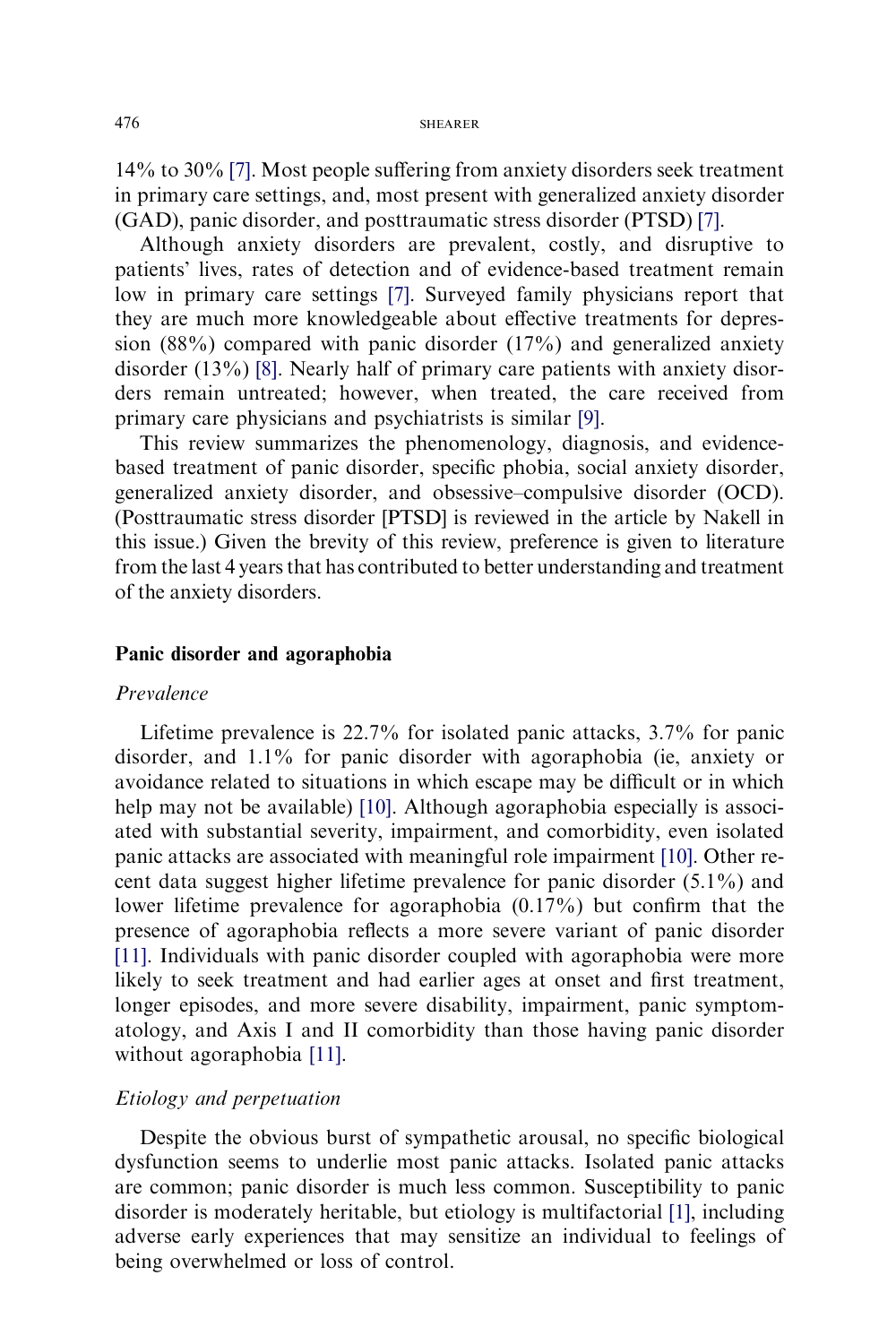14% to 30% [7]. Most people suffering from anxiety disorders seek treatment in primary care settings, and, most present with generalized anxiety disorder (GAD), panic disorder, and posttraumatic stress disorder (PTSD) [7].

Although anxiety disorders are prevalent, costly, and disruptive to patients' lives, rates of detection and of evidence-based treatment remain low in primary care settings [7]. Surveyed family physicians report that they are much more knowledgeable about effective treatments for depression (88%) compared with panic disorder (17%) and generalized anxiety disorder (13%) [8]. Nearly half of primary care patients with anxiety disorders remain untreated; however, when treated, the care received from primary care physicians and psychiatrists is similar [9].

This review summarizes the phenomenology, diagnosis, and evidence-based treatment of panic disorder, specific phobia, social anxiety disorder, generalized anxiety disorder, and obsessive–compulsive disorder (OCD). (Posttraumatic stress disorder [PTSD] is reviewed in the article by Nakell in this issue.) Given the brevity of this review, preference is given to literature from the last 4 years that has contributed to better understanding and treatment of the anxiety disorders.

## Panic disorder and agoraphobia

### *Prevalence*

Lifetime prevalence is 22.7% for isolated panic attacks, 3.7% for panic disorder, and 1.1% for panic disorder with agoraphobia (ie, anxiety or avoidance related to situations in which escape may be difficult or in which help may not be available) [10]. Although agoraphobia especially is associated with substantial severity, impairment, and comorbidity, even isolated panic attacks are associated with meaningful role impairment [10]. Other recent data suggest higher lifetime prevalence for panic disorder (5.1%) and lower lifetime prevalence for agoraphobia (0.17%) but confirm that the presence of agoraphobia reflects a more severe variant of panic disorder [11]. Individuals with panic disorder coupled with agoraphobia were more likely to seek treatment and had earlier ages at onset and first treatment, longer episodes, and more severe disability, impairment, panic symptomatology, and Axis I and II comorbidity than those having panic disorder without agoraphobia [11].

### *Etiology and perpetuation*

Despite the obvious burst of sympathetic arousal, no specific biological dysfunction seems to underlie most panic attacks. Isolated panic attacks are common; panic disorder is much less common. Susceptibility to panic disorder is moderately heritable, but etiology is multifactorial [1], including adverse early experiences that may sensitize an individual to feelings of being overwhelmed or loss of control.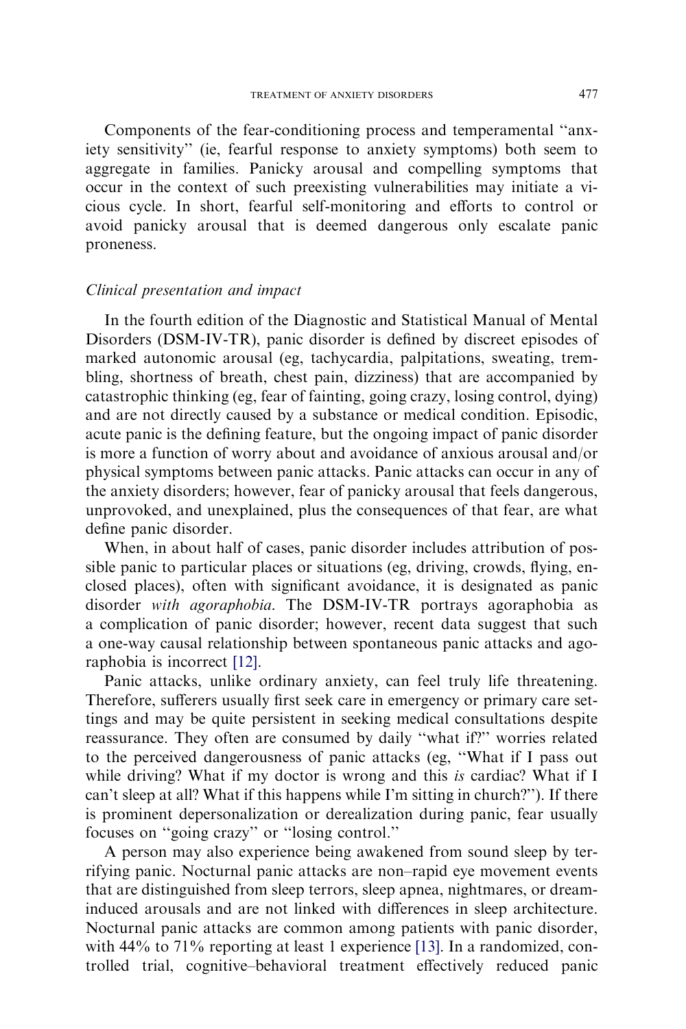Components of the fear-conditioning process and temperamental "anxiety sensitivity" (ie, fearful response to anxiety symptoms) both seem to aggregate in families. Panicky arousal and compelling symptoms that occur in the context of such preexisting vulnerabilities may initiate a vicious cycle. In short, fearful self-monitoring and efforts to control or avoid panicky arousal that is deemed dangerous only escalate panic proneness.

*Clinical presentation and impact*

In the fourth edition of the Diagnostic and Statistical Manual of Mental Disorders (DSM-IV-TR), panic disorder is defined by discreet episodes of marked autonomic arousal (eg, tachycardia, palpitations, sweating, trembling, shortness of breath, chest pain, dizziness) that are accompanied by catastrophic thinking (eg, fear of fainting, going crazy, losing control, dying) and are not directly caused by a substance or medical condition. Episodic, acute panic is the defining feature, but the ongoing impact of panic disorder is more a function of worry about and avoidance of anxious arousal and/or physical symptoms between panic attacks. Panic attacks can occur in any of the anxiety disorders; however, fear of panicky arousal that feels dangerous, unprovoked, and unexplained, plus the consequences of that fear, are what define panic disorder.

When, in about half of cases, panic disorder includes attribution of possible panic to particular places or situations (eg, driving, crowds, flying, enclosed places), often with significant avoidance, it is designated as panic disorder *with agoraphobia*. The DSM-IV-TR portrays agoraphobia as a complication of panic disorder; however, recent data suggest that such a one-way causal relationship between spontaneous panic attacks and agoraphobia is incorrect [12].

Panic attacks, unlike ordinary anxiety, can feel truly life threatening. Therefore, sufferers usually first seek care in emergency or primary care settings and may be quite persistent in seeking medical consultations despite reassurance. They often are consumed by daily "what if?" worries related to the perceived dangerousness of panic attacks (eg, "What if I pass out while driving? What if my doctor is wrong and this *is* cardiac? What if I can't sleep at all? What if this happens while I'm sitting in church?"). If there is prominent depersonalization or derealization during panic, fear usually focuses on "going crazy" or "losing control."

A person may also experience being awakened from sound sleep by terrifying panic. Nocturnal panic attacks are non–rapid eye movement events that are distinguished from sleep terrors, sleep apnea, nightmares, or dream-induced arousals and are not linked with differences in sleep architecture. Nocturnal panic attacks are common among patients with panic disorder, with 44% to 71% reporting at least 1 experience [13]. In a randomized, controlled trial, cognitive–behavioral treatment effectively reduced panic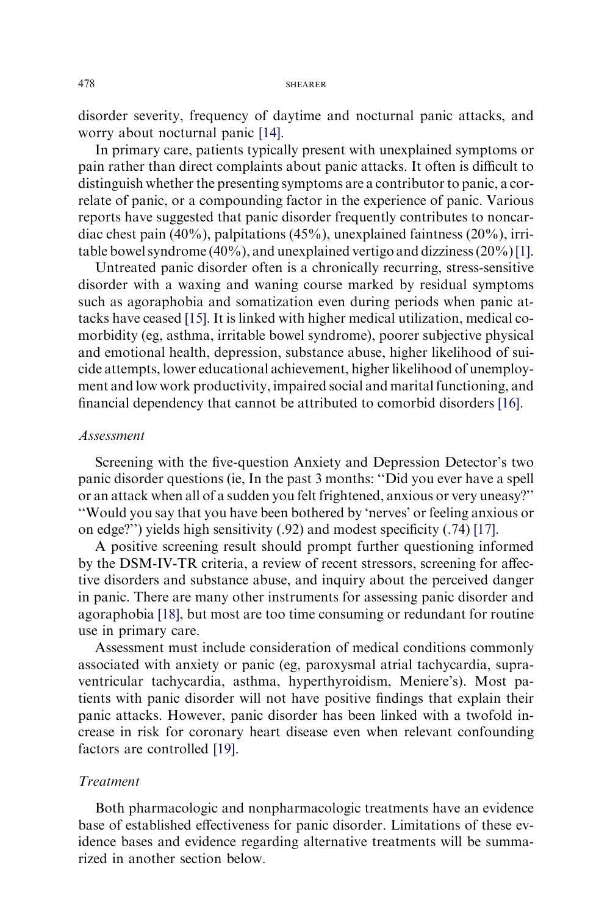disorder severity, frequency of daytime and nocturnal panic attacks, and worry about nocturnal panic [14].

In primary care, patients typically present with unexplained symptoms or pain rather than direct complaints about panic attacks. It often is difficult to distinguish whether the presenting symptoms are a contributor to panic, a correlate of panic, or a compounding factor in the experience of panic. Various reports have suggested that panic disorder frequently contributes to noncardiac chest pain (40%), palpitations (45%), unexplained faintness (20%), irritable bowel syndrome (40%), and unexplained vertigo and dizziness (20%) [1].

Untreated panic disorder often is a chronically recurring, stress-sensitive disorder with a waxing and waning course marked by residual symptoms such as agoraphobia and somatization even during periods when panic attacks have ceased [15]. It is linked with higher medical utilization, medical comorbidity (eg, asthma, irritable bowel syndrome), poorer subjective physical and emotional health, depression, substance abuse, higher likelihood of suicide attempts, lower educational achievement, higher likelihood of unemployment and low work productivity, impaired social and marital functioning, and financial dependency that cannot be attributed to comorbid disorders [16].

### *Assessment*

Screening with the five-question Anxiety and Depression Detector's two panic disorder questions (ie, In the past 3 months: "Did you ever have a spell or an attack when all of a sudden you felt frightened, anxious or very uneasy?" "Would you say that you have been bothered by 'nerves' or feeling anxious or on edge?") yields high sensitivity (.92) and modest specificity (.74) [17].

A positive screening result should prompt further questioning informed by the DSM-IV-TR criteria, a review of recent stressors, screening for affective disorders and substance abuse, and inquiry about the perceived danger in panic. There are many other instruments for assessing panic disorder and agoraphobia [18], but most are too time consuming or redundant for routine use in primary care.

Assessment must include consideration of medical conditions commonly associated with anxiety or panic (eg, paroxysmal atrial tachycardia, supraventricular tachycardia, asthma, hyperthyroidism, Meniere's). Most patients with panic disorder will not have positive findings that explain their panic attacks. However, panic disorder has been linked with a twofold increase in risk for coronary heart disease even when relevant confounding factors are controlled [19].

### *Treatment*

Both pharmacologic and nonpharmacologic treatments have an evidence base of established effectiveness for panic disorder. Limitations of these evidence bases and evidence regarding alternative treatments will be summarized in another section below.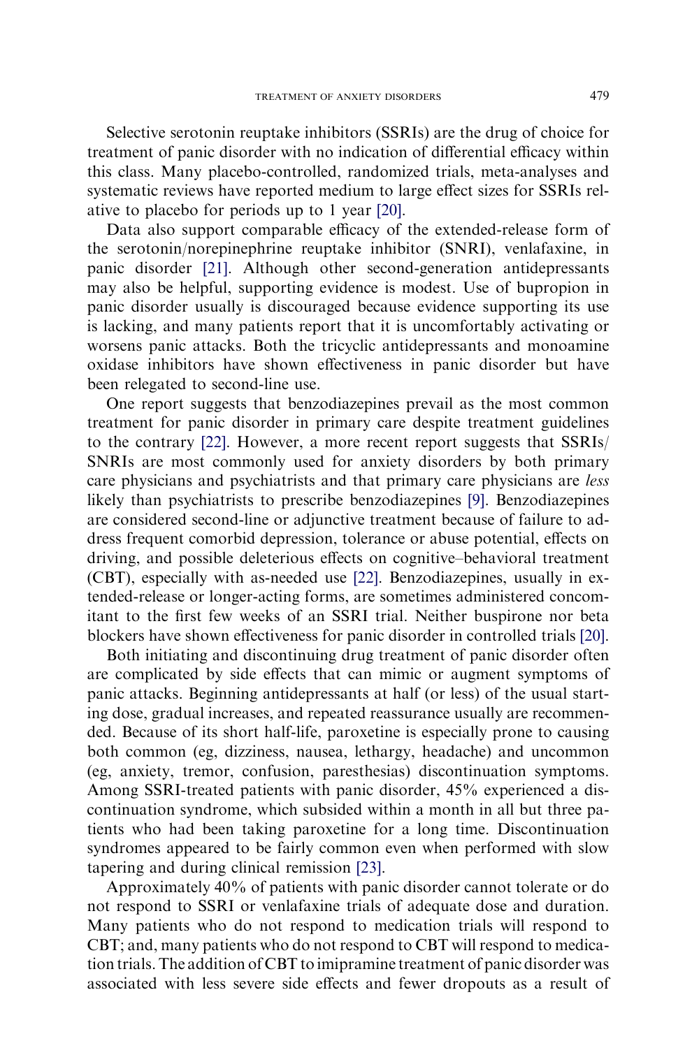Selective serotonin reuptake inhibitors (SSRIs) are the drug of choice for treatment of panic disorder with no indication of differential efficacy within this class. Many placebo-controlled, randomized trials, meta-analyses and systematic reviews have reported medium to large effect sizes for SSRIs relative to placebo for periods up to 1 year [20].

Data also support comparable efficacy of the extended-release form of the serotonin/norepinephrine reuptake inhibitor (SNRI), venlafaxine, in panic disorder [21]. Although other second-generation antidepressants may also be helpful, supporting evidence is modest. Use of bupropion in panic disorder usually is discouraged because evidence supporting its use is lacking, and many patients report that it is uncomfortably activating or worsens panic attacks. Both the tricyclic antidepressants and monoamine oxidase inhibitors have shown effectiveness in panic disorder but have been relegated to second-line use.

One report suggests that benzodiazepines prevail as the most common treatment for panic disorder in primary care despite treatment guidelines to the contrary [22]. However, a more recent report suggests that SSRIs/SNRIs are most commonly used for anxiety disorders by both primary care physicians and psychiatrists and that primary care physicians are *less* likely than psychiatrists to prescribe benzodiazepines [9]. Benzodiazepines are considered second-line or adjunctive treatment because of failure to address frequent comorbid depression, tolerance or abuse potential, effects on driving, and possible deleterious effects on cognitive–behavioral treatment (CBT), especially with as-needed use [22]. Benzodiazepines, usually in extended-release or longer-acting forms, are sometimes administered concomitant to the first few weeks of an SSRI trial. Neither buspirone nor beta blockers have shown effectiveness for panic disorder in controlled trials [20].

Both initiating and discontinuing drug treatment of panic disorder often are complicated by side effects that can mimic or augment symptoms of panic attacks. Beginning antidepressants at half (or less) of the usual starting dose, gradual increases, and repeated reassurance usually are recommended. Because of its short half-life, paroxetine is especially prone to causing both common (eg, dizziness, nausea, lethargy, headache) and uncommon (eg, anxiety, tremor, confusion, paresthesias) discontinuation symptoms. Among SSRI-treated patients with panic disorder, 45% experienced a discontinuation syndrome, which subsided within a month in all but three patients who had been taking paroxetine for a long time. Discontinuation syndromes appeared to be fairly common even when performed with slow tapering and during clinical remission [23].

Approximately 40% of patients with panic disorder cannot tolerate or do not respond to SSRI or venlafaxine trials of adequate dose and duration. Many patients who do not respond to medication trials will respond to CBT; and, many patients who do not respond to CBT will respond to medication trials. The addition of CBT to imipramine treatment of panic disorder was associated with less severe side effects and fewer dropouts as a result of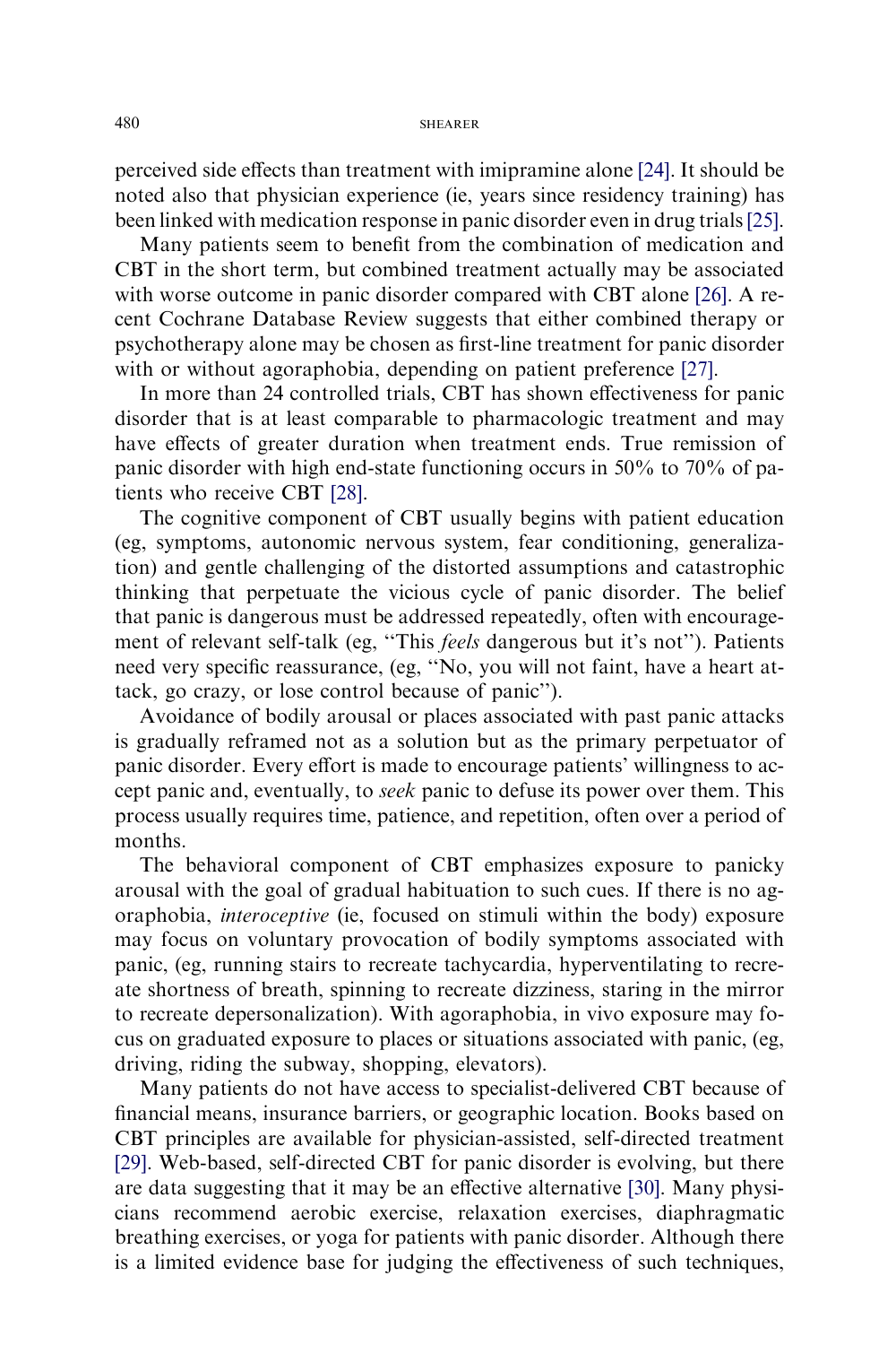perceived side effects than treatment with imipramine alone [24]. It should be noted also that physician experience (ie, years since residency training) has been linked with medication response in panic disorder even in drug trials [25].

Many patients seem to benefit from the combination of medication and CBT in the short term, but combined treatment actually may be associated with worse outcome in panic disorder compared with CBT alone [26]. A recent Cochrane Database Review suggests that either combined therapy or psychotherapy alone may be chosen as first-line treatment for panic disorder with or without agoraphobia, depending on patient preference [27].

In more than 24 controlled trials, CBT has shown effectiveness for panic disorder that is at least comparable to pharmacologic treatment and may have effects of greater duration when treatment ends. True remission of panic disorder with high end-state functioning occurs in 50% to 70% of patients who receive CBT [28].

The cognitive component of CBT usually begins with patient education (eg, symptoms, autonomic nervous system, fear conditioning, generalization) and gentle challenging of the distorted assumptions and catastrophic thinking that perpetuate the vicious cycle of panic disorder. The belief that panic is dangerous must be addressed repeatedly, often with encouragement of relevant self-talk (eg, ''This *feels* dangerous but it's not''). Patients need very specific reassurance, (eg, ''No, you will not faint, have a heart attack, go crazy, or lose control because of panic'').

Avoidance of bodily arousal or places associated with past panic attacks is gradually reframed not as a solution but as the primary perpetuator of panic disorder. Every effort is made to encourage patients' willingness to accept panic and, eventually, to *seek* panic to defuse its power over them. This process usually requires time, patience, and repetition, often over a period of months.

The behavioral component of CBT emphasizes exposure to panicky arousal with the goal of gradual habituation to such cues. If there is no agoraphobia, *interoceptive* (ie, focused on stimuli within the body) exposure may focus on voluntary provocation of bodily symptoms associated with panic, (eg, running stairs to recreate tachycardia, hyperventilating to recreate shortness of breath, spinning to recreate dizziness, staring in the mirror to recreate depersonalization). With agoraphobia, in vivo exposure may focus on graduated exposure to places or situations associated with panic, (eg, driving, riding the subway, shopping, elevators).

Many patients do not have access to specialist-delivered CBT because of financial means, insurance barriers, or geographic location. Books based on CBT principles are available for physician-assisted, self-directed treatment [29]. Web-based, self-directed CBT for panic disorder is evolving, but there are data suggesting that it may be an effective alternative [30]. Many physicians recommend aerobic exercise, relaxation exercises, diaphragmatic breathing exercises, or yoga for patients with panic disorder. Although there is a limited evidence base for judging the effectiveness of such techniques,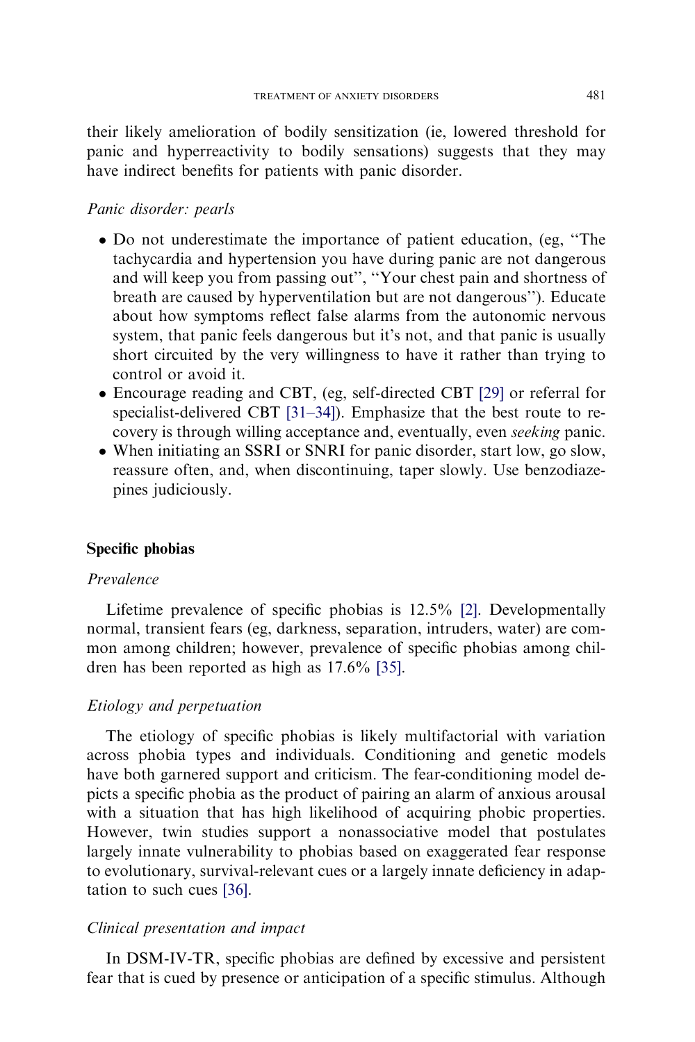their likely amelioration of bodily sensitization (ie, lowered threshold for panic and hyperreactivity to bodily sensations) suggests that they may have indirect benefits for patients with panic disorder.

*Panic disorder: pearls*

- Do not underestimate the importance of patient education, (eg, "The tachycardia and hypertension you have during panic are not dangerous and will keep you from passing out", "Your chest pain and shortness of breath are caused by hyperventilation but are not dangerous"). Educate about how symptoms reflect false alarms from the autonomic nervous system, that panic feels dangerous but it's not, and that panic is usually short circuited by the very willingness to have it rather than trying to control or avoid it.
- Encourage reading and CBT, (eg, self-directed CBT [29] or referral for specialist-delivered CBT [31–34]). Emphasize that the best route to recovery is through willing acceptance and, eventually, even *seeking* panic.
- When initiating an SSRI or SNRI for panic disorder, start low, go slow, reassure often, and, when discontinuing, taper slowly. Use benzodiazepines judiciously.

## Specific phobias

*Prevalence*

Lifetime prevalence of specific phobias is 12.5% [2]. Developmentally normal, transient fears (eg, darkness, separation, intruders, water) are common among children; however, prevalence of specific phobias among children has been reported as high as 17.6% [35].

*Etiology and perpetuation*

The etiology of specific phobias is likely multifactorial with variation across phobia types and individuals. Conditioning and genetic models have both garnered support and criticism. The fear-conditioning model depicts a specific phobia as the product of pairing an alarm of anxious arousal with a situation that has high likelihood of acquiring phobic properties. However, twin studies support a nonassociative model that postulates largely innate vulnerability to phobias based on exaggerated fear response to evolutionary, survival-relevant cues or a largely innate deficiency in adaptation to such cues [36].

*Clinical presentation and impact*

In DSM-IV-TR, specific phobias are defined by excessive and persistent fear that is cued by presence or anticipation of a specific stimulus. Although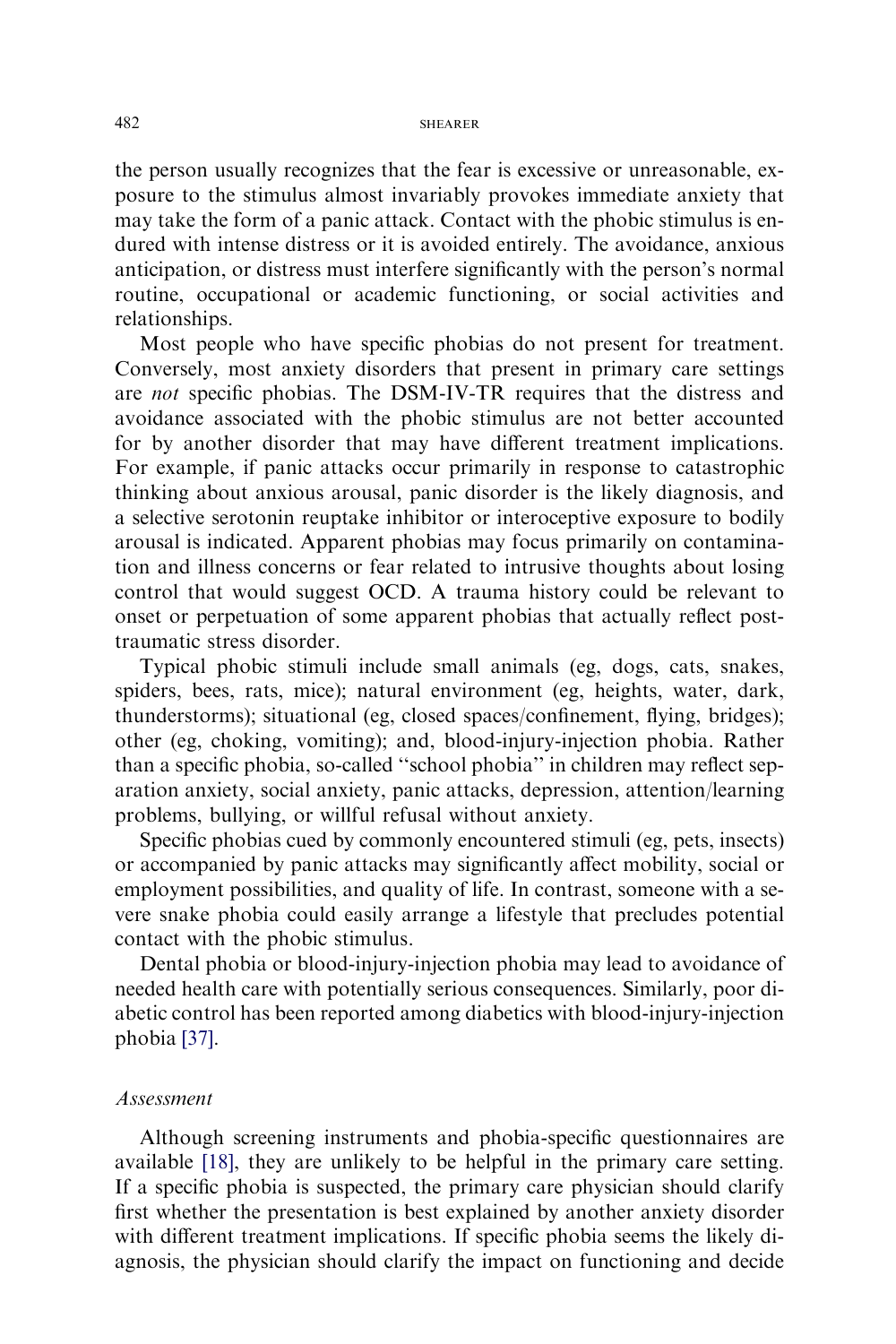the person usually recognizes that the fear is excessive or unreasonable, exposure to the stimulus almost invariably provokes immediate anxiety that may take the form of a panic attack. Contact with the phobic stimulus is endured with intense distress or it is avoided entirely. The avoidance, anxious anticipation, or distress must interfere significantly with the person's normal routine, occupational or academic functioning, or social activities and relationships.

Most people who have specific phobias do not present for treatment. Conversely, most anxiety disorders that present in primary care settings are *not* specific phobias. The DSM-IV-TR requires that the distress and avoidance associated with the phobic stimulus are not better accounted for by another disorder that may have different treatment implications. For example, if panic attacks occur primarily in response to catastrophic thinking about anxious arousal, panic disorder is the likely diagnosis, and a selective serotonin reuptake inhibitor or interoceptive exposure to bodily arousal is indicated. Apparent phobias may focus primarily on contamination and illness concerns or fear related to intrusive thoughts about losing control that would suggest OCD. A trauma history could be relevant to onset or perpetuation of some apparent phobias that actually reflect posttraumatic stress disorder.

Typical phobic stimuli include small animals (eg, dogs, cats, snakes, spiders, bees, rats, mice); natural environment (eg, heights, water, dark, thunderstorms); situational (eg, closed spaces/confinement, flying, bridges); other (eg, choking, vomiting); and, blood-injury-injection phobia. Rather than a specific phobia, so-called "school phobia" in children may reflect separation anxiety, social anxiety, panic attacks, depression, attention/learning problems, bullying, or willful refusal without anxiety.

Specific phobias cued by commonly encountered stimuli (eg, pets, insects) or accompanied by panic attacks may significantly affect mobility, social or employment possibilities, and quality of life. In contrast, someone with a severe snake phobia could easily arrange a lifestyle that precludes potential contact with the phobic stimulus.

Dental phobia or blood-injury-injection phobia may lead to avoidance of needed health care with potentially serious consequences. Similarly, poor diabetic control has been reported among diabetics with blood-injury-injection phobia [37].

### *Assessment*

Although screening instruments and phobia-specific questionnaires are available [18], they are unlikely to be helpful in the primary care setting. If a specific phobia is suspected, the primary care physician should clarify first whether the presentation is best explained by another anxiety disorder with different treatment implications. If specific phobia seems the likely diagnosis, the physician should clarify the impact on functioning and decide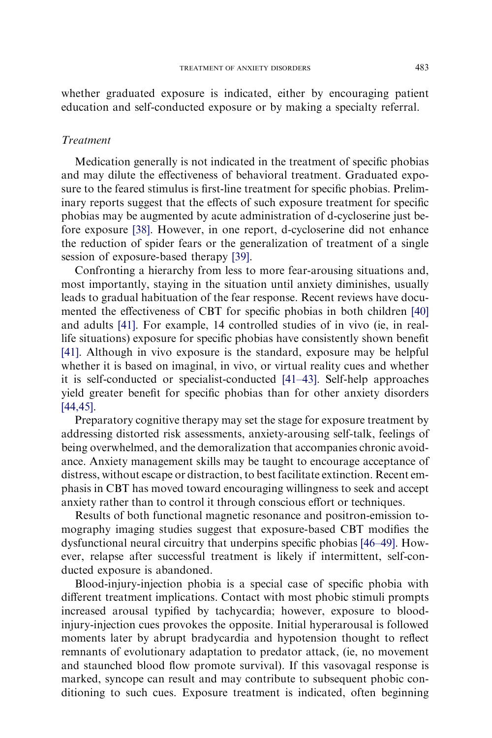whether graduated exposure is indicated, either by encouraging patient education and self-conducted exposure or by making a specialty referral.

### *Treatment*

Medication generally is not indicated in the treatment of specific phobias and may dilute the effectiveness of behavioral treatment. Graduated exposure to the feared stimulus is first-line treatment for specific phobias. Preliminary reports suggest that the effects of such exposure treatment for specific phobias may be augmented by acute administration of d-cycloserine just before exposure [38]. However, in one report, d-cycloserine did not enhance the reduction of spider fears or the generalization of treatment of a single session of exposure-based therapy [39].

Confronting a hierarchy from less to more fear-arousing situations and, most importantly, staying in the situation until anxiety diminishes, usually leads to gradual habituation of the fear response. Recent reviews have documented the effectiveness of CBT for specific phobias in both children [40] and adults [41]. For example, 14 controlled studies of in vivo (ie, in real-life situations) exposure for specific phobias have consistently shown benefit [41]. Although in vivo exposure is the standard, exposure may be helpful whether it is based on imaginal, in vivo, or virtual reality cues and whether it is self-conducted or specialist-conducted [41–43]. Self-help approaches yield greater benefit for specific phobias than for other anxiety disorders [44,45].

Preparatory cognitive therapy may set the stage for exposure treatment by addressing distorted risk assessments, anxiety-arousing self-talk, feelings of being overwhelmed, and the demoralization that accompanies chronic avoidance. Anxiety management skills may be taught to encourage acceptance of distress, without escape or distraction, to best facilitate extinction. Recent emphasis in CBT has moved toward encouraging willingness to seek and accept anxiety rather than to control it through conscious effort or techniques.

Results of both functional magnetic resonance and positron-emission tomography imaging studies suggest that exposure-based CBT modifies the dysfunctional neural circuitry that underpins specific phobias [46–49]. However, relapse after successful treatment is likely if intermittent, self-conducted exposure is abandoned.

Blood-injury-injection phobia is a special case of specific phobia with different treatment implications. Contact with most phobic stimuli prompts increased arousal typified by tachycardia; however, exposure to blood-injury-injection cues provokes the opposite. Initial hyperarousal is followed moments later by abrupt bradycardia and hypotension thought to reflect remnants of evolutionary adaptation to predator attack, (ie, no movement and staunched blood flow promote survival). If this vasovagal response is marked, syncope can result and may contribute to subsequent phobic conditioning to such cues. Exposure treatment is indicated, often beginning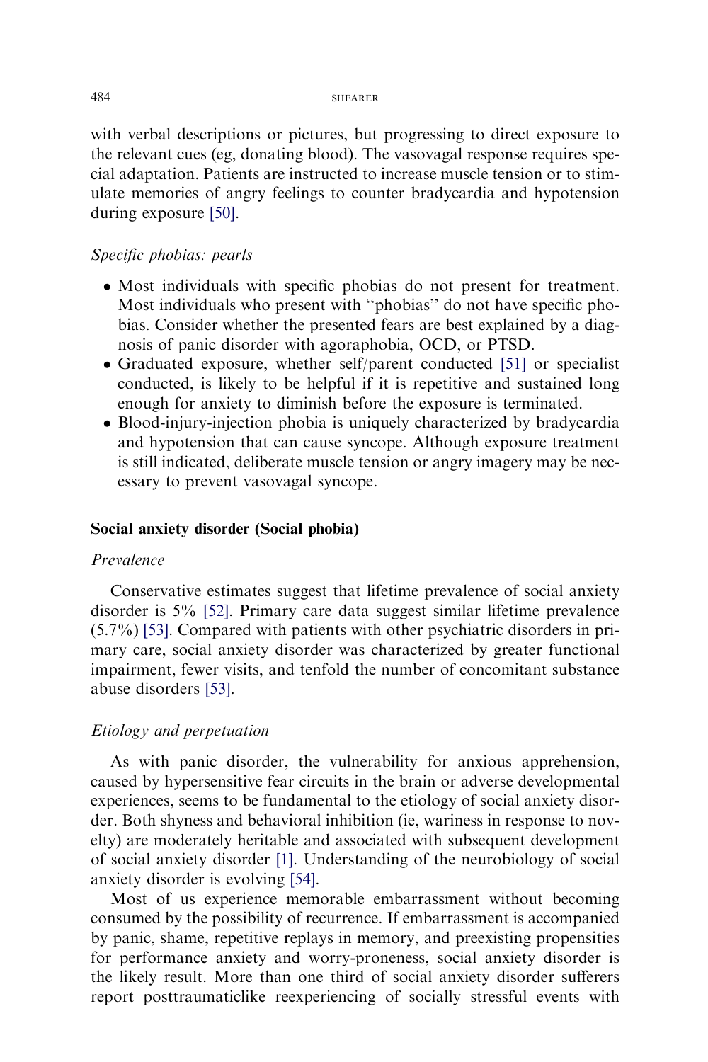with verbal descriptions or pictures, but progressing to direct exposure to the relevant cues (eg, donating blood). The vasovagal response requires special adaptation. Patients are instructed to increase muscle tension or to stimulate memories of angry feelings to counter bradycardia and hypotension during exposure [50].

*Specific phobias: pearls*

- Most individuals with specific phobias do not present for treatment. Most individuals who present with ''phobias'' do not have specific phobias. Consider whether the presented fears are best explained by a diagnosis of panic disorder with agoraphobia, OCD, or PTSD.
- Graduated exposure, whether self/parent conducted [51] or specialist conducted, is likely to be helpful if it is repetitive and sustained long enough for anxiety to diminish before the exposure is terminated.
- Blood-injury-injection phobia is uniquely characterized by bradycardia and hypotension that can cause syncope. Although exposure treatment is still indicated, deliberate muscle tension or angry imagery may be necessary to prevent vasovagal syncope.

## Social anxiety disorder (Social phobia)

*Prevalence*

Conservative estimates suggest that lifetime prevalence of social anxiety disorder is 5% [52]. Primary care data suggest similar lifetime prevalence (5.7%) [53]. Compared with patients with other psychiatric disorders in primary care, social anxiety disorder was characterized by greater functional impairment, fewer visits, and tenfold the number of concomitant substance abuse disorders [53].

*Etiology and perpetuation*

As with panic disorder, the vulnerability for anxious apprehension, caused by hypersensitive fear circuits in the brain or adverse developmental experiences, seems to be fundamental to the etiology of social anxiety disorder. Both shyness and behavioral inhibition (ie, wariness in response to novelty) are moderately heritable and associated with subsequent development of social anxiety disorder [1]. Understanding of the neurobiology of social anxiety disorder is evolving [54].

Most of us experience memorable embarrassment without becoming consumed by the possibility of recurrence. If embarrassment is accompanied by panic, shame, repetitive replays in memory, and preexisting propensities for performance anxiety and worry-proneness, social anxiety disorder is the likely result. More than one third of social anxiety disorder sufferers report posttraumaticlike reexperiencing of socially stressful events with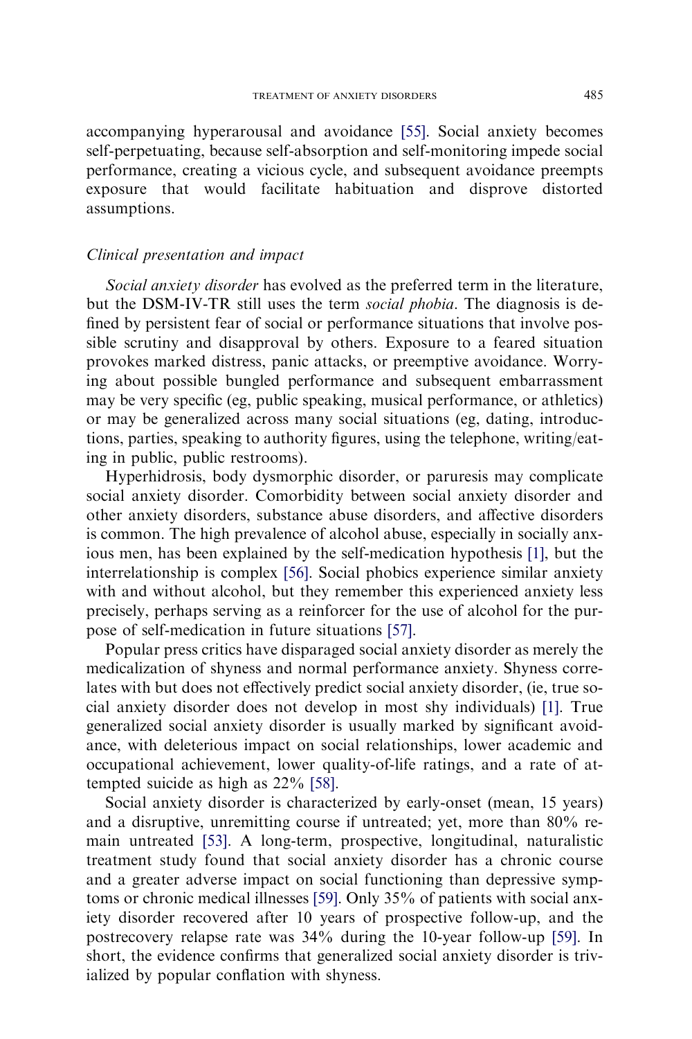accompanying hyperarousal and avoidance [55]. Social anxiety becomes self-perpetuating, because self-absorption and self-monitoring impede social performance, creating a vicious cycle, and subsequent avoidance preempts exposure that would facilitate habituation and disprove distorted assumptions.

### *Clinical presentation and impact*

*Social anxiety disorder* has evolved as the preferred term in the literature, but the DSM-IV-TR still uses the term *social phobia*. The diagnosis is defined by persistent fear of social or performance situations that involve possible scrutiny and disapproval by others. Exposure to a feared situation provokes marked distress, panic attacks, or preemptive avoidance. Worrying about possible bungled performance and subsequent embarrassment may be very specific (eg, public speaking, musical performance, or athletics) or may be generalized across many social situations (eg, dating, introductions, parties, speaking to authority figures, using the telephone, writing/eating in public, public restrooms).

Hyperhidrosis, body dysmorphic disorder, or paruresis may complicate social anxiety disorder. Comorbidity between social anxiety disorder and other anxiety disorders, substance abuse disorders, and affective disorders is common. The high prevalence of alcohol abuse, especially in socially anxious men, has been explained by the self-medication hypothesis [1], but the interrelationship is complex [56]. Social phobics experience similar anxiety with and without alcohol, but they remember this experienced anxiety less precisely, perhaps serving as a reinforcer for the use of alcohol for the purpose of self-medication in future situations [57].

Popular press critics have disparaged social anxiety disorder as merely the medicalization of shyness and normal performance anxiety. Shyness correlates with but does not effectively predict social anxiety disorder, (ie, true social anxiety disorder does not develop in most shy individuals) [1]. True generalized social anxiety disorder is usually marked by significant avoidance, with deleterious impact on social relationships, lower academic and occupational achievement, lower quality-of-life ratings, and a rate of attempted suicide as high as 22% [58].

Social anxiety disorder is characterized by early-onset (mean, 15 years) and a disruptive, unremitting course if untreated; yet, more than 80% remain untreated [53]. A long-term, prospective, longitudinal, naturalistic treatment study found that social anxiety disorder has a chronic course and a greater adverse impact on social functioning than depressive symptoms or chronic medical illnesses [59]. Only 35% of patients with social anxiety disorder recovered after 10 years of prospective follow-up, and the postrecovery relapse rate was 34% during the 10-year follow-up [59]. In short, the evidence confirms that generalized social anxiety disorder is trivialized by popular conflation with shyness.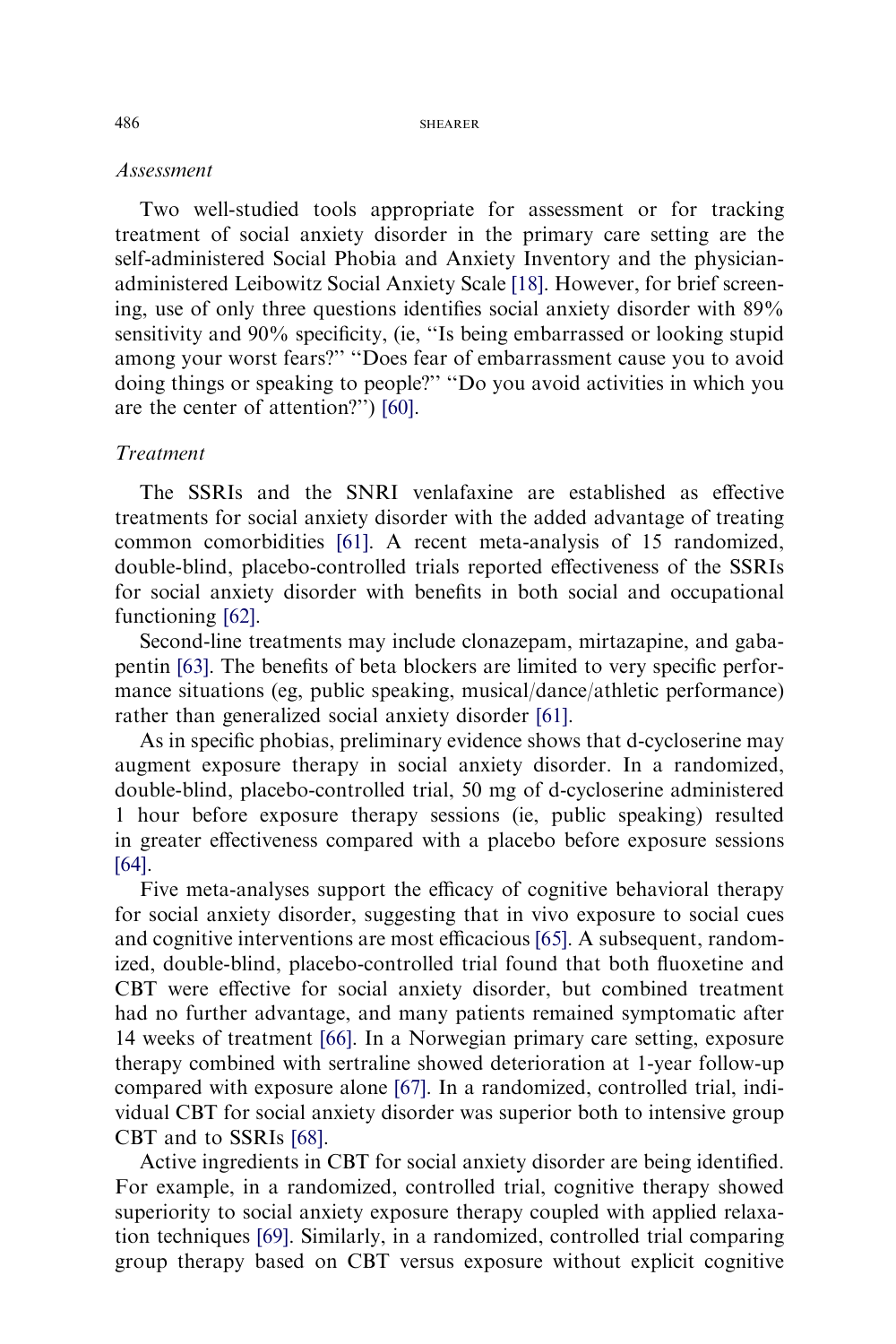### *Assessment*

Two well-studied tools appropriate for assessment or for tracking treatment of social anxiety disorder in the primary care setting are the self-administered Social Phobia and Anxiety Inventory and the physician-administered Leibowitz Social Anxiety Scale [18]. However, for brief screening, use of only three questions identifies social anxiety disorder with 89% sensitivity and 90% specificity, (ie, ''Is being embarrassed or looking stupid among your worst fears?'' ''Does fear of embarrassment cause you to avoid doing things or speaking to people?'' ''Do you avoid activities in which you are the center of attention?'') [60].

### *Treatment*

The SSRIs and the SNRI venlafaxine are established as effective treatments for social anxiety disorder with the added advantage of treating common comorbidities [61]. A recent meta-analysis of 15 randomized, double-blind, placebo-controlled trials reported effectiveness of the SSRIs for social anxiety disorder with benefits in both social and occupational functioning [62].

Second-line treatments may include clonazepam, mirtazapine, and gabapentin [63]. The benefits of beta blockers are limited to very specific performance situations (eg, public speaking, musical/dance/athletic performance) rather than generalized social anxiety disorder [61].

As in specific phobias, preliminary evidence shows that d-cycloserine may augment exposure therapy in social anxiety disorder. In a randomized, double-blind, placebo-controlled trial, 50 mg of d-cycloserine administered 1 hour before exposure therapy sessions (ie, public speaking) resulted in greater effectiveness compared with a placebo before exposure sessions [64].

Five meta-analyses support the efficacy of cognitive behavioral therapy for social anxiety disorder, suggesting that in vivo exposure to social cues and cognitive interventions are most efficacious [65]. A subsequent, randomized, double-blind, placebo-controlled trial found that both fluoxetine and CBT were effective for social anxiety disorder, but combined treatment had no further advantage, and many patients remained symptomatic after 14 weeks of treatment [66]. In a Norwegian primary care setting, exposure therapy combined with sertraline showed deterioration at 1-year follow-up compared with exposure alone [67]. In a randomized, controlled trial, individual CBT for social anxiety disorder was superior both to intensive group CBT and to SSRIs [68].

Active ingredients in CBT for social anxiety disorder are being identified. For example, in a randomized, controlled trial, cognitive therapy showed superiority to social anxiety exposure therapy coupled with applied relaxation techniques [69]. Similarly, in a randomized, controlled trial comparing group therapy based on CBT versus exposure without explicit cognitive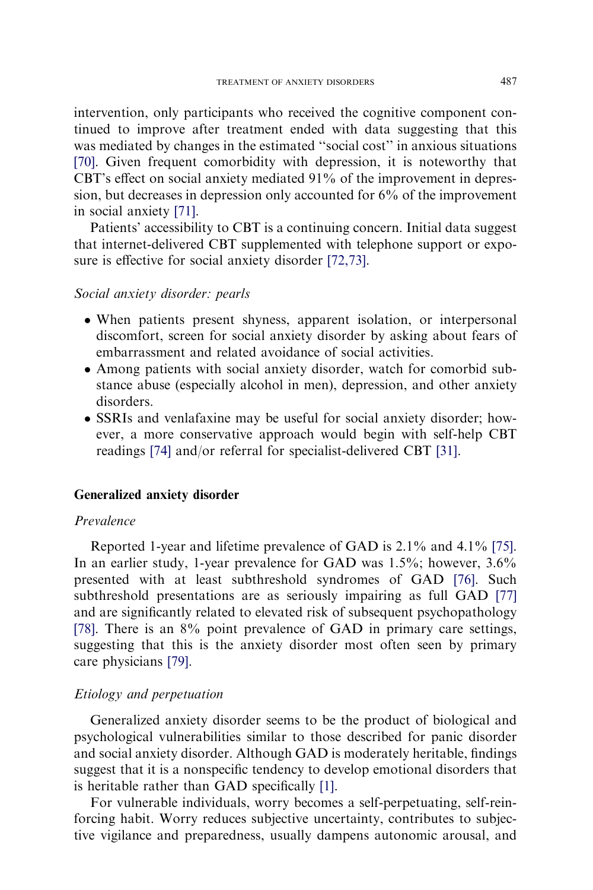intervention, only participants who received the cognitive component continued to improve after treatment ended with data suggesting that this was mediated by changes in the estimated "social cost" in anxious situations [70]. Given frequent comorbidity with depression, it is noteworthy that CBT's effect on social anxiety mediated 91% of the improvement in depression, but decreases in depression only accounted for 6% of the improvement in social anxiety [71].

Patients' accessibility to CBT is a continuing concern. Initial data suggest that internet-delivered CBT supplemented with telephone support or exposure is effective for social anxiety disorder [72,73].

*Social anxiety disorder: pearls*

- When patients present shyness, apparent isolation, or interpersonal discomfort, screen for social anxiety disorder by asking about fears of embarrassment and related avoidance of social activities.
- Among patients with social anxiety disorder, watch for comorbid substance abuse (especially alcohol in men), depression, and other anxiety disorders.
- SSRIs and venlafaxine may be useful for social anxiety disorder; however, a more conservative approach would begin with self-help CBT readings [74] and/or referral for specialist-delivered CBT [31].

## Generalized anxiety disorder

*Prevalence*

Reported 1-year and lifetime prevalence of GAD is 2.1% and 4.1% [75]. In an earlier study, 1-year prevalence for GAD was 1.5%; however, 3.6% presented with at least subthreshold syndromes of GAD [76]. Such subthreshold presentations are as seriously impairing as full GAD [77] and are significantly related to elevated risk of subsequent psychopathology [78]. There is an 8% point prevalence of GAD in primary care settings, suggesting that this is the anxiety disorder most often seen by primary care physicians [79].

*Etiology and perpetuation*

Generalized anxiety disorder seems to be the product of biological and psychological vulnerabilities similar to those described for panic disorder and social anxiety disorder. Although GAD is moderately heritable, findings suggest that it is a nonspecific tendency to develop emotional disorders that is heritable rather than GAD specifically [1].

For vulnerable individuals, worry becomes a self-perpetuating, self-reinforcing habit. Worry reduces subjective uncertainty, contributes to subjective vigilance and preparedness, usually dampens autonomic arousal, and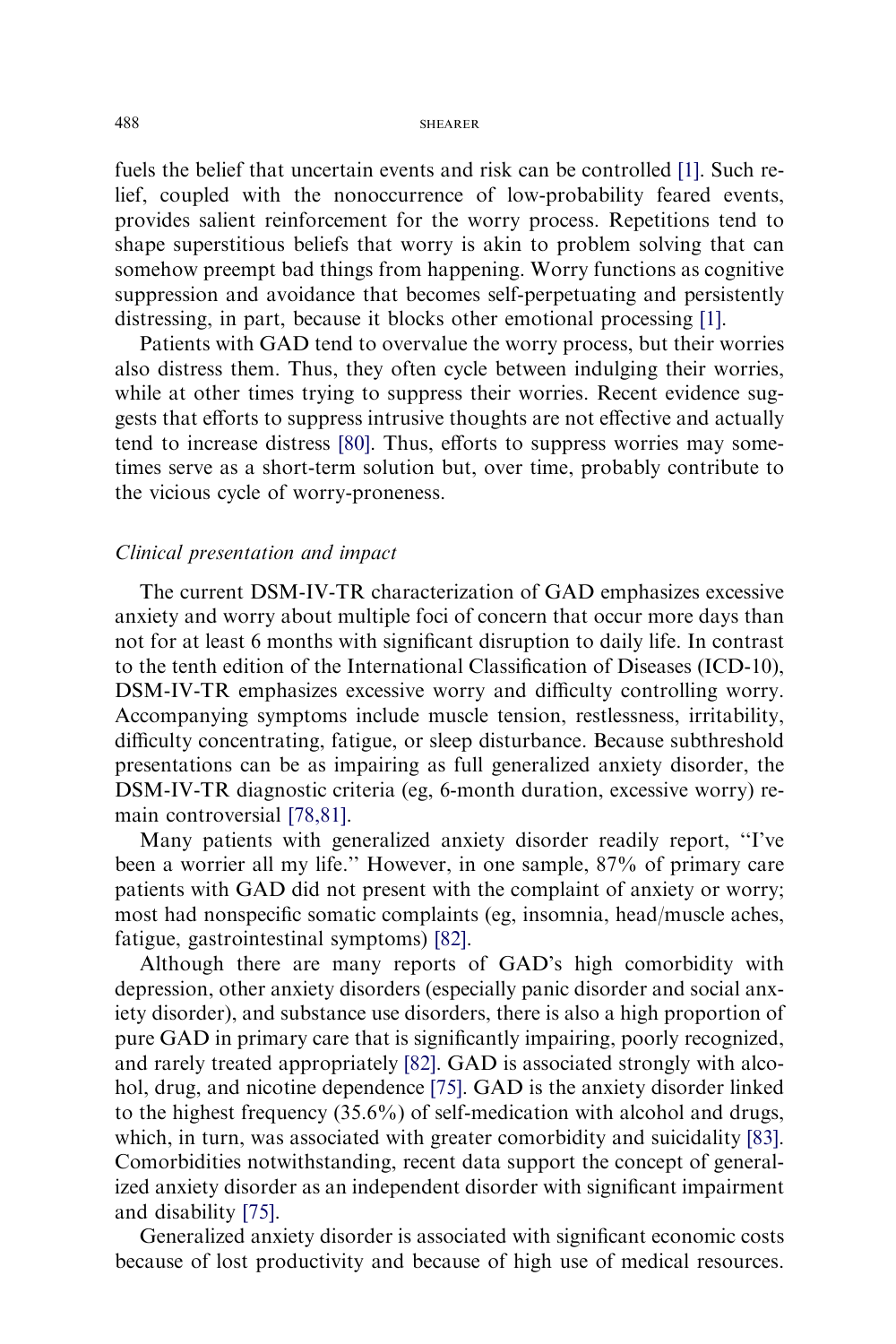fuels the belief that uncertain events and risk can be controlled [1]. Such relief, coupled with the nonoccurrence of low-probability feared events, provides salient reinforcement for the worry process. Repetitions tend to shape superstitious beliefs that worry is akin to problem solving that can somehow preempt bad things from happening. Worry functions as cognitive suppression and avoidance that becomes self-perpetuating and persistently distressing, in part, because it blocks other emotional processing [1].

Patients with GAD tend to overvalue the worry process, but their worries also distress them. Thus, they often cycle between indulging their worries, while at other times trying to suppress their worries. Recent evidence suggests that efforts to suppress intrusive thoughts are not effective and actually tend to increase distress [80]. Thus, efforts to suppress worries may sometimes serve as a short-term solution but, over time, probably contribute to the vicious cycle of worry-proneness.

### *Clinical presentation and impact*

The current DSM-IV-TR characterization of GAD emphasizes excessive anxiety and worry about multiple foci of concern that occur more days than not for at least 6 months with significant disruption to daily life. In contrast to the tenth edition of the International Classification of Diseases (ICD-10), DSM-IV-TR emphasizes excessive worry and difficulty controlling worry. Accompanying symptoms include muscle tension, restlessness, irritability, difficulty concentrating, fatigue, or sleep disturbance. Because subthreshold presentations can be as impairing as full generalized anxiety disorder, the DSM-IV-TR diagnostic criteria (eg, 6-month duration, excessive worry) remain controversial [78,81].

Many patients with generalized anxiety disorder readily report, "I've been a worrier all my life." However, in one sample, 87% of primary care patients with GAD did not present with the complaint of anxiety or worry; most had nonspecific somatic complaints (eg, insomnia, head/muscle aches, fatigue, gastrointestinal symptoms) [82].

Although there are many reports of GAD's high comorbidity with depression, other anxiety disorders (especially panic disorder and social anxiety disorder), and substance use disorders, there is also a high proportion of pure GAD in primary care that is significantly impairing, poorly recognized, and rarely treated appropriately [82]. GAD is associated strongly with alcohol, drug, and nicotine dependence [75]. GAD is the anxiety disorder linked to the highest frequency (35.6%) of self-medication with alcohol and drugs, which, in turn, was associated with greater comorbidity and suicidality [83]. Comorbidities notwithstanding, recent data support the concept of generalized anxiety disorder as an independent disorder with significant impairment and disability [75].

Generalized anxiety disorder is associated with significant economic costs because of lost productivity and because of high use of medical resources.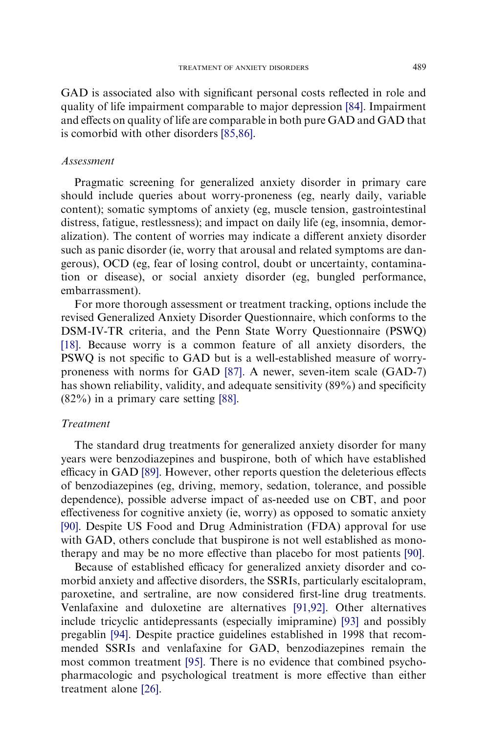GAD is associated also with significant personal costs reflected in role and quality of life impairment comparable to major depression [84]. Impairment and effects on quality of life are comparable in both pure GAD and GAD that is comorbid with other disorders [85,86].

### *Assessment*

Pragmatic screening for generalized anxiety disorder in primary care should include queries about worry-proneness (eg, nearly daily, variable content); somatic symptoms of anxiety (eg, muscle tension, gastrointestinal distress, fatigue, restlessness); and impact on daily life (eg, insomnia, demoralization). The content of worries may indicate a different anxiety disorder such as panic disorder (ie, worry that arousal and related symptoms are dangerous), OCD (eg, fear of losing control, doubt or uncertainty, contamination or disease), or social anxiety disorder (eg, bungled performance, embarrassment).

For more thorough assessment or treatment tracking, options include the revised Generalized Anxiety Disorder Questionnaire, which conforms to the DSM-IV-TR criteria, and the Penn State Worry Questionnaire (PSWQ) [18]. Because worry is a common feature of all anxiety disorders, the PSWQ is not specific to GAD but is a well-established measure of worry-proneness with norms for GAD [87]. A newer, seven-item scale (GAD-7) has shown reliability, validity, and adequate sensitivity (89%) and specificity (82%) in a primary care setting [88].

### *Treatment*

The standard drug treatments for generalized anxiety disorder for many years were benzodiazepines and buspirone, both of which have established efficacy in GAD [89]. However, other reports question the deleterious effects of benzodiazepines (eg, driving, memory, sedation, tolerance, and possible dependence), possible adverse impact of as-needed use on CBT, and poor effectiveness for cognitive anxiety (ie, worry) as opposed to somatic anxiety [90]. Despite US Food and Drug Administration (FDA) approval for use with GAD, others conclude that buspirone is not well established as monotherapy and may be no more effective than placebo for most patients [90].

Because of established efficacy for generalized anxiety disorder and comorbid anxiety and affective disorders, the SSRIs, particularly escitalopram, paroxetine, and sertraline, are now considered first-line drug treatments. Venlafaxine and duloxetine are alternatives [91,92]. Other alternatives include tricyclic antidepressants (especially imipramine) [93] and possibly pregablin [94]. Despite practice guidelines established in 1998 that recommended SSRIs and venlafaxine for GAD, benzodiazepines remain the most common treatment [95]. There is no evidence that combined psychopharmacologic and psychological treatment is more effective than either treatment alone [26].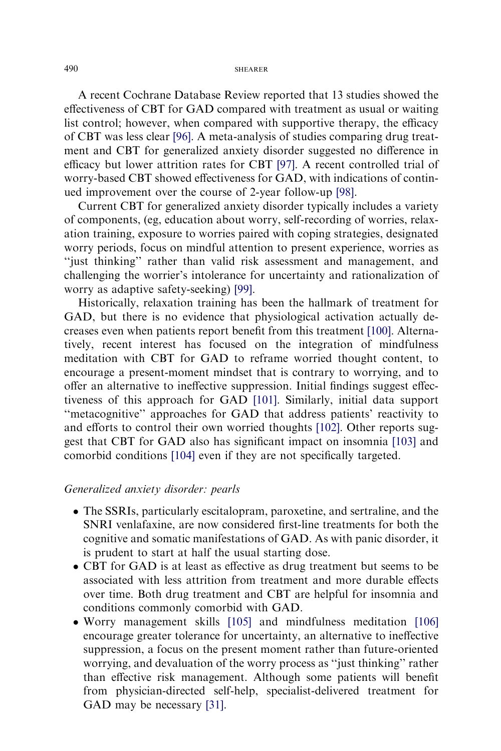A recent Cochrane Database Review reported that 13 studies showed the effectiveness of CBT for GAD compared with treatment as usual or waiting list control; however, when compared with supportive therapy, the efficacy of CBT was less clear [96]. A meta-analysis of studies comparing drug treatment and CBT for generalized anxiety disorder suggested no difference in efficacy but lower attrition rates for CBT [97]. A recent controlled trial of worry-based CBT showed effectiveness for GAD, with indications of continued improvement over the course of 2-year follow-up [98].

Current CBT for generalized anxiety disorder typically includes a variety of components, (eg, education about worry, self-recording of worries, relaxation training, exposure to worries paired with coping strategies, designated worry periods, focus on mindful attention to present experience, worries as "just thinking" rather than valid risk assessment and management, and challenging the worrier's intolerance for uncertainty and rationalization of worry as adaptive safety-seeking) [99].

Historically, relaxation training has been the hallmark of treatment for GAD, but there is no evidence that physiological activation actually decreases even when patients report benefit from this treatment [100]. Alternatively, recent interest has focused on the integration of mindfulness meditation with CBT for GAD to reframe worried thought content, to encourage a present-moment mindset that is contrary to worrying, and to offer an alternative to ineffective suppression. Initial findings suggest effectiveness of this approach for GAD [101]. Similarly, initial data support "metacognitive" approaches for GAD that address patients' reactivity to and efforts to control their own worried thoughts [102]. Other reports suggest that CBT for GAD also has significant impact on insomnia [103] and comorbid conditions [104] even if they are not specifically targeted.

*Generalized anxiety disorder: pearls*

- The SSRIs, particularly escitalopram, paroxetine, and sertraline, and the SNRI venlafaxine, are now considered first-line treatments for both the cognitive and somatic manifestations of GAD. As with panic disorder, it is prudent to start at half the usual starting dose.
- CBT for GAD is at least as effective as drug treatment but seems to be associated with less attrition from treatment and more durable effects over time. Both drug treatment and CBT are helpful for insomnia and conditions commonly comorbid with GAD.
- Worry management skills [105] and mindfulness meditation [106] encourage greater tolerance for uncertainty, an alternative to ineffective suppression, a focus on the present moment rather than future-oriented worrying, and devaluation of the worry process as "just thinking" rather than effective risk management. Although some patients will benefit from physician-directed self-help, specialist-delivered treatment for GAD may be necessary [31].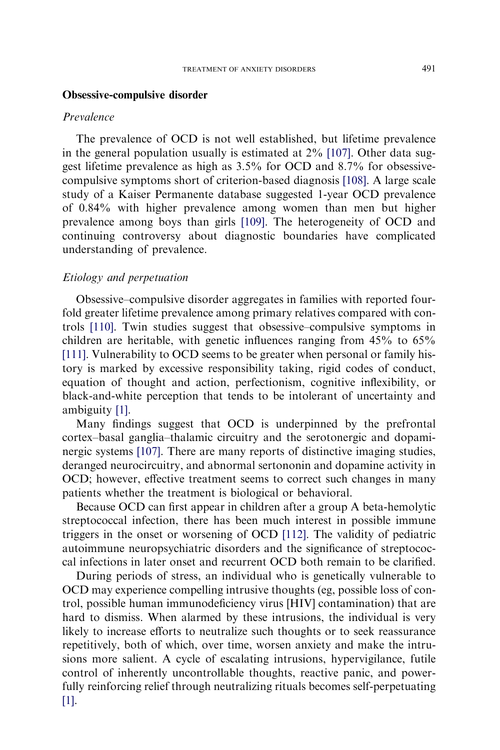## Obsessive-compulsive disorder

### *Prevalence*

The prevalence of OCD is not well established, but lifetime prevalence in the general population usually is estimated at 2% [107]. Other data suggest lifetime prevalence as high as 3.5% for OCD and 8.7% for obsessive-compulsive symptoms short of criterion-based diagnosis [108]. A large scale study of a Kaiser Permanente database suggested 1-year OCD prevalence of 0.84% with higher prevalence among women than men but higher prevalence among boys than girls [109]. The heterogeneity of OCD and continuing controversy about diagnostic boundaries have complicated understanding of prevalence.

### *Etiology and perpetuation*

Obsessive–compulsive disorder aggregates in families with reported fourfold greater lifetime prevalence among primary relatives compared with controls [110]. Twin studies suggest that obsessive–compulsive symptoms in children are heritable, with genetic influences ranging from 45% to 65% [111]. Vulnerability to OCD seems to be greater when personal or family history is marked by excessive responsibility taking, rigid codes of conduct, equation of thought and action, perfectionism, cognitive inflexibility, or black-and-white perception that tends to be intolerant of uncertainty and ambiguity [1].

Many findings suggest that OCD is underpinned by the prefrontal cortex–basal ganglia–thalamic circuitry and the serotonergic and dopaminergic systems [107]. There are many reports of distinctive imaging studies, deranged neurocircuitry, and abnormal sertononin and dopamine activity in OCD; however, effective treatment seems to correct such changes in many patients whether the treatment is biological or behavioral.

Because OCD can first appear in children after a group A beta-hemolytic streptococcal infection, there has been much interest in possible immune triggers in the onset or worsening of OCD [112]. The validity of pediatric autoimmune neuropsychiatric disorders and the significance of streptococcal infections in later onset and recurrent OCD both remain to be clarified.

During periods of stress, an individual who is genetically vulnerable to OCD may experience compelling intrusive thoughts (eg, possible loss of control, possible human immunodeficiency virus [HIV] contamination) that are hard to dismiss. When alarmed by these intrusions, the individual is very likely to increase efforts to neutralize such thoughts or to seek reassurance repetitively, both of which, over time, worsen anxiety and make the intrusions more salient. A cycle of escalating intrusions, hypervigilance, futile control of inherently uncontrollable thoughts, reactive panic, and powerfully reinforcing relief through neutralizing rituals becomes self-perpetuating [1].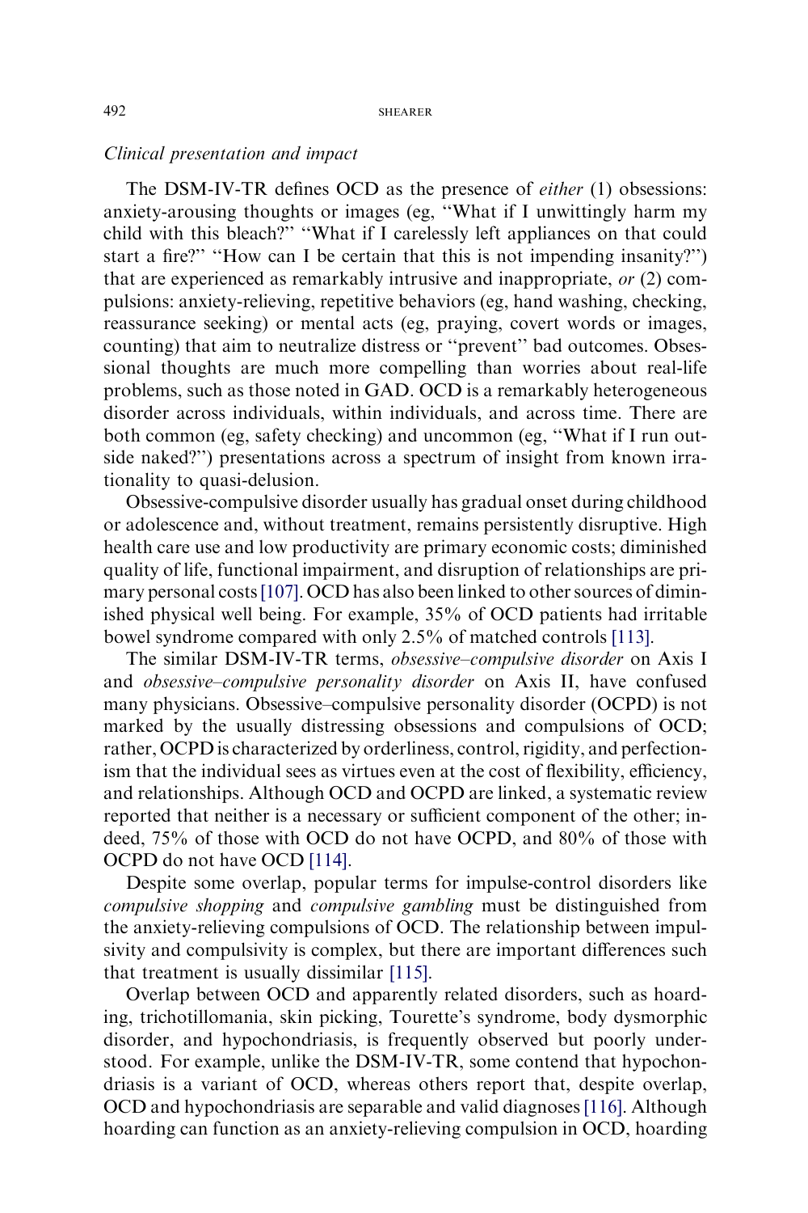*Clinical presentation and impact*

The DSM-IV-TR defines OCD as the presence of *either* (1) obsessions: anxiety-arousing thoughts or images (eg, ''What if I unwittingly harm my child with this bleach?'' ''What if I carelessly left appliances on that could start a fire?'' ''How can I be certain that this is not impending insanity?'') that are experienced as remarkably intrusive and inappropriate, *or* (2) compulsions: anxiety-relieving, repetitive behaviors (eg, hand washing, checking, reassurance seeking) or mental acts (eg, praying, covert words or images, counting) that aim to neutralize distress or ''prevent'' bad outcomes. Obsessional thoughts are much more compelling than worries about real-life problems, such as those noted in GAD. OCD is a remarkably heterogeneous disorder across individuals, within individuals, and across time. There are both common (eg, safety checking) and uncommon (eg, ''What if I run outside naked?'') presentations across a spectrum of insight from known irrationality to quasi-delusion.

Obsessive-compulsive disorder usually has gradual onset during childhood or adolescence and, without treatment, remains persistently disruptive. High health care use and low productivity are primary economic costs; diminished quality of life, functional impairment, and disruption of relationships are primary personal costs [107]. OCD has also been linked to other sources of diminished physical well being. For example, 35% of OCD patients had irritable bowel syndrome compared with only 2.5% of matched controls [113].

The similar DSM-IV-TR terms, *obsessive–compulsive disorder* on Axis I and *obsessive–compulsive personality disorder* on Axis II, have confused many physicians. Obsessive–compulsive personality disorder (OCPD) is not marked by the usually distressing obsessions and compulsions of OCD; rather, OCPD is characterized by orderliness, control, rigidity, and perfectionism that the individual sees as virtues even at the cost of flexibility, efficiency, and relationships. Although OCD and OCPD are linked, a systematic review reported that neither is a necessary or sufficient component of the other; indeed, 75% of those with OCD do not have OCPD, and 80% of those with OCPD do not have OCD [114].

Despite some overlap, popular terms for impulse-control disorders like *compulsive shopping* and *compulsive gambling* must be distinguished from the anxiety-relieving compulsions of OCD. The relationship between impulsivity and compulsivity is complex, but there are important differences such that treatment is usually dissimilar [115].

Overlap between OCD and apparently related disorders, such as hoarding, trichotillomania, skin picking, Tourette's syndrome, body dysmorphic disorder, and hypochondriasis, is frequently observed but poorly understood. For example, unlike the DSM-IV-TR, some contend that hypochondriasis is a variant of OCD, whereas others report that, despite overlap, OCD and hypochondriasis are separable and valid diagnoses [116]. Although hoarding can function as an anxiety-relieving compulsion in OCD, hoarding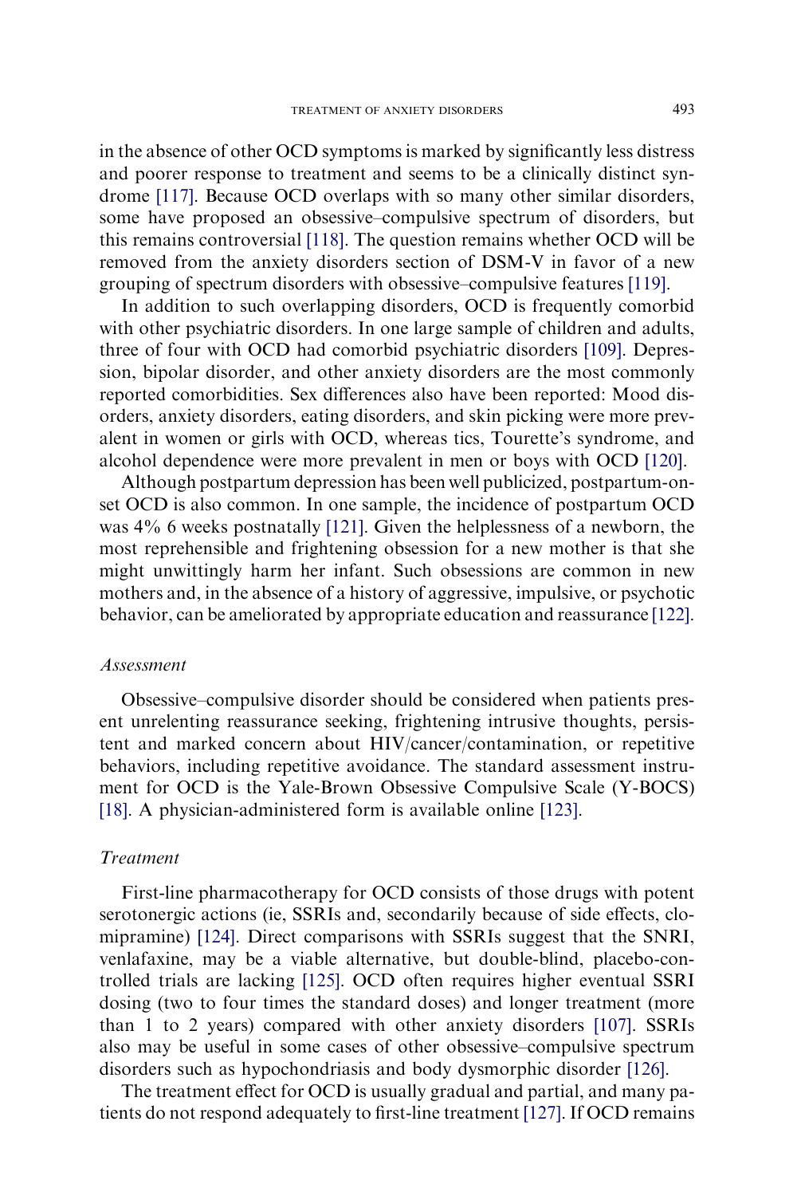in the absence of other OCD symptoms is marked by significantly less distress and poorer response to treatment and seems to be a clinically distinct syndrome [117]. Because OCD overlaps with so many other similar disorders, some have proposed an obsessive–compulsive spectrum of disorders, but this remains controversial [118]. The question remains whether OCD will be removed from the anxiety disorders section of DSM-V in favor of a new grouping of spectrum disorders with obsessive–compulsive features [119].

In addition to such overlapping disorders, OCD is frequently comorbid with other psychiatric disorders. In one large sample of children and adults, three of four with OCD had comorbid psychiatric disorders [109]. Depression, bipolar disorder, and other anxiety disorders are the most commonly reported comorbidities. Sex differences also have been reported: Mood disorders, anxiety disorders, eating disorders, and skin picking were more prevalent in women or girls with OCD, whereas tics, Tourette's syndrome, and alcohol dependence were more prevalent in men or boys with OCD [120].

Although postpartum depression has been well publicized, postpartum-onset OCD is also common. In one sample, the incidence of postpartum OCD was 4% 6 weeks postnatally [121]. Given the helplessness of a newborn, the most reprehensible and frightening obsession for a new mother is that she might unwittingly harm her infant. Such obsessions are common in new mothers and, in the absence of a history of aggressive, impulsive, or psychotic behavior, can be ameliorated by appropriate education and reassurance [122].

### *Assessment*

Obsessive–compulsive disorder should be considered when patients present unrelenting reassurance seeking, frightening intrusive thoughts, persistent and marked concern about HIV/cancer/contamination, or repetitive behaviors, including repetitive avoidance. The standard assessment instrument for OCD is the Yale-Brown Obsessive Compulsive Scale (Y-BOCS) [18]. A physician-administered form is available online [123].

### *Treatment*

First-line pharmacotherapy for OCD consists of those drugs with potent serotonergic actions (ie, SSRIs and, secondarily because of side effects, clomipramine) [124]. Direct comparisons with SSRIs suggest that the SNRI, venlafaxine, may be a viable alternative, but double-blind, placebo-controlled trials are lacking [125]. OCD often requires higher eventual SSRI dosing (two to four times the standard doses) and longer treatment (more than 1 to 2 years) compared with other anxiety disorders [107]. SSRIs also may be useful in some cases of other obsessive–compulsive spectrum disorders such as hypochondriasis and body dysmorphic disorder [126].

The treatment effect for OCD is usually gradual and partial, and many patients do not respond adequately to first-line treatment [127]. If OCD remains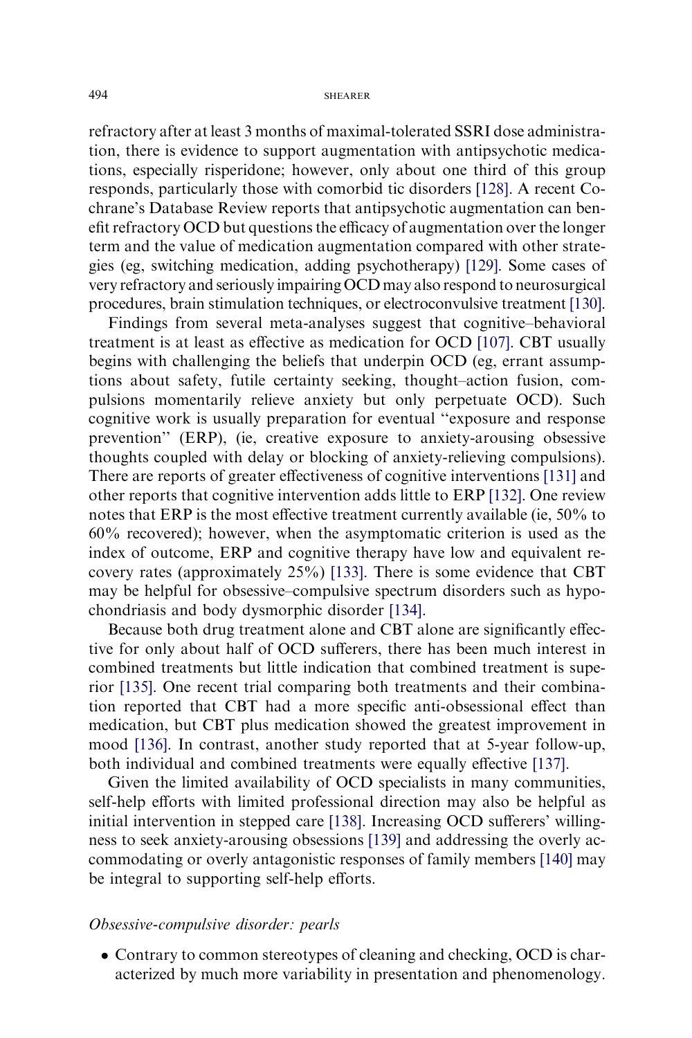refractory after at least 3 months of maximal-tolerated SSRI dose administration, there is evidence to support augmentation with antipsychotic medications, especially risperidone; however, only about one third of this group responds, particularly those with comorbid tic disorders [128]. A recent Cochrane's Database Review reports that antipsychotic augmentation can benefit refractory OCD but questions the efficacy of augmentation over the longer term and the value of medication augmentation compared with other strategies (eg, switching medication, adding psychotherapy) [129]. Some cases of very refractory and seriously impairing OCD may also respond to neurosurgical procedures, brain stimulation techniques, or electroconvulsive treatment [130].

Findings from several meta-analyses suggest that cognitive–behavioral treatment is at least as effective as medication for OCD [107]. CBT usually begins with challenging the beliefs that underpin OCD (eg, errant assumptions about safety, futile certainty seeking, thought–action fusion, compulsions momentarily relieve anxiety but only perpetuate OCD). Such cognitive work is usually preparation for eventual "exposure and response prevention" (ERP), (ie, creative exposure to anxiety-arousing obsessive thoughts coupled with delay or blocking of anxiety-relieving compulsions). There are reports of greater effectiveness of cognitive interventions [131] and other reports that cognitive intervention adds little to ERP [132]. One review notes that ERP is the most effective treatment currently available (ie, 50% to 60% recovered); however, when the asymptomatic criterion is used as the index of outcome, ERP and cognitive therapy have low and equivalent recovery rates (approximately 25%) [133]. There is some evidence that CBT may be helpful for obsessive–compulsive spectrum disorders such as hypochondriasis and body dysmorphic disorder [134].

Because both drug treatment alone and CBT alone are significantly effective for only about half of OCD sufferers, there has been much interest in combined treatments but little indication that combined treatment is superior [135]. One recent trial comparing both treatments and their combination reported that CBT had a more specific anti-obsessional effect than medication, but CBT plus medication showed the greatest improvement in mood [136]. In contrast, another study reported that at 5-year follow-up, both individual and combined treatments were equally effective [137].

Given the limited availability of OCD specialists in many communities, self-help efforts with limited professional direction may also be helpful as initial intervention in stepped care [138]. Increasing OCD sufferers' willingness to seek anxiety-arousing obsessions [139] and addressing the overly accommodating or overly antagonistic responses of family members [140] may be integral to supporting self-help efforts.

*Obsessive-compulsive disorder: pearls*

- Contrary to common stereotypes of cleaning and checking, OCD is characterized by much more variability in presentation and phenomenology.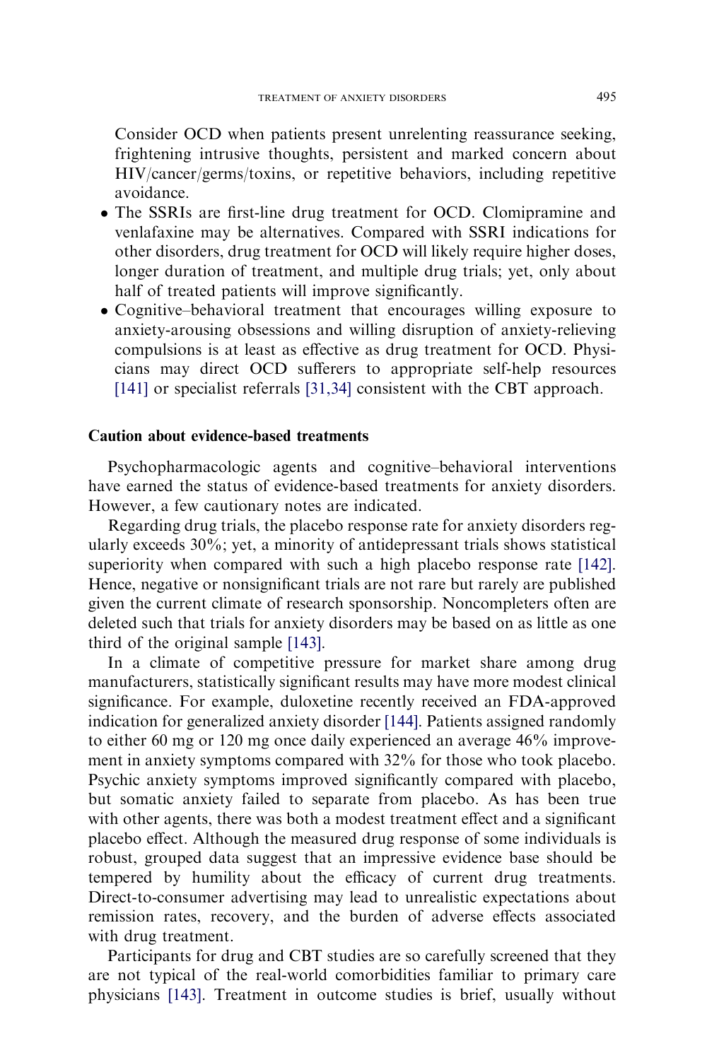Consider OCD when patients present unrelenting reassurance seeking, frightening intrusive thoughts, persistent and marked concern about HIV/cancer/germs/toxins, or repetitive behaviors, including repetitive avoidance.

- The SSRIs are first-line drug treatment for OCD. Clomipramine and venlafaxine may be alternatives. Compared with SSRI indications for other disorders, drug treatment for OCD will likely require higher doses, longer duration of treatment, and multiple drug trials; yet, only about half of treated patients will improve significantly.
- Cognitive–behavioral treatment that encourages willing exposure to anxiety-arousing obsessions and willing disruption of anxiety-relieving compulsions is at least as effective as drug treatment for OCD. Physicians may direct OCD sufferers to appropriate self-help resources [141] or specialist referrals [31,34] consistent with the CBT approach.

## Caution about evidence-based treatments

Psychopharmacologic agents and cognitive–behavioral interventions have earned the status of evidence-based treatments for anxiety disorders. However, a few cautionary notes are indicated.

Regarding drug trials, the placebo response rate for anxiety disorders regularly exceeds 30%; yet, a minority of antidepressant trials shows statistical superiority when compared with such a high placebo response rate [142]. Hence, negative or nonsignificant trials are not rare but rarely are published given the current climate of research sponsorship. Noncompleters often are deleted such that trials for anxiety disorders may be based on as little as one third of the original sample [143].

In a climate of competitive pressure for market share among drug manufacturers, statistically significant results may have more modest clinical significance. For example, duloxetine recently received an FDA-approved indication for generalized anxiety disorder [144]. Patients assigned randomly to either 60 mg or 120 mg once daily experienced an average 46% improvement in anxiety symptoms compared with 32% for those who took placebo. Psychic anxiety symptoms improved significantly compared with placebo, but somatic anxiety failed to separate from placebo. As has been true with other agents, there was both a modest treatment effect and a significant placebo effect. Although the measured drug response of some individuals is robust, grouped data suggest that an impressive evidence base should be tempered by humility about the efficacy of current drug treatments. Direct-to-consumer advertising may lead to unrealistic expectations about remission rates, recovery, and the burden of adverse effects associated with drug treatment.

Participants for drug and CBT studies are so carefully screened that they are not typical of the real-world comorbidities familiar to primary care physicians [143]. Treatment in outcome studies is brief, usually without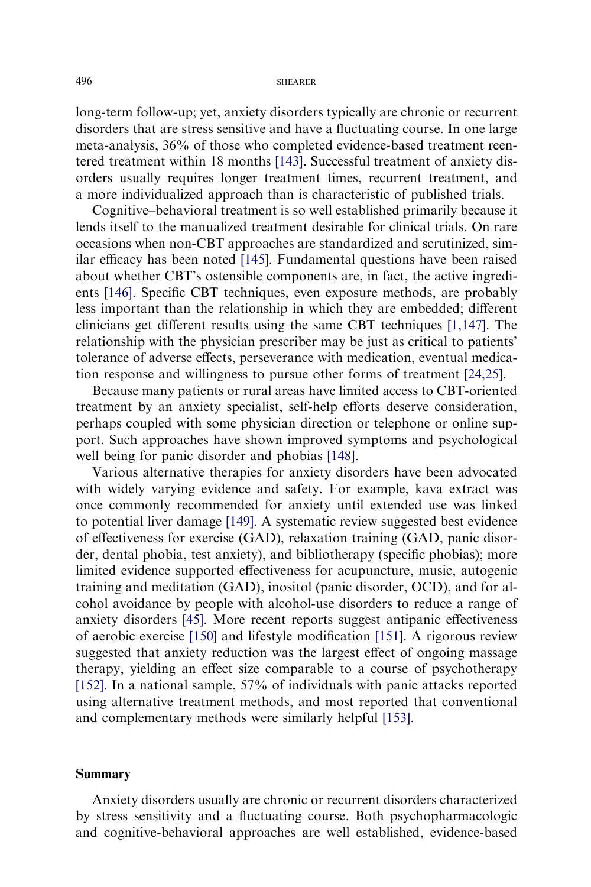long-term follow-up; yet, anxiety disorders typically are chronic or recurrent disorders that are stress sensitive and have a fluctuating course. In one large meta-analysis, 36% of those who completed evidence-based treatment reentered treatment within 18 months [143]. Successful treatment of anxiety disorders usually requires longer treatment times, recurrent treatment, and a more individualized approach than is characteristic of published trials.

Cognitive–behavioral treatment is so well established primarily because it lends itself to the manualized treatment desirable for clinical trials. On rare occasions when non-CBT approaches are standardized and scrutinized, similar efficacy has been noted [145]. Fundamental questions have been raised about whether CBT's ostensible components are, in fact, the active ingredients [146]. Specific CBT techniques, even exposure methods, are probably less important than the relationship in which they are embedded; different clinicians get different results using the same CBT techniques [1,147]. The relationship with the physician prescriber may be just as critical to patients' tolerance of adverse effects, perseverance with medication, eventual medication response and willingness to pursue other forms of treatment [24,25].

Because many patients or rural areas have limited access to CBT-oriented treatment by an anxiety specialist, self-help efforts deserve consideration, perhaps coupled with some physician direction or telephone or online support. Such approaches have shown improved symptoms and psychological well being for panic disorder and phobias [148].

Various alternative therapies for anxiety disorders have been advocated with widely varying evidence and safety. For example, kava extract was once commonly recommended for anxiety until extended use was linked to potential liver damage [149]. A systematic review suggested best evidence of effectiveness for exercise (GAD), relaxation training (GAD, panic disorder, dental phobia, test anxiety), and bibliotherapy (specific phobias); more limited evidence supported effectiveness for acupuncture, music, autogenic training and meditation (GAD), inositol (panic disorder, OCD), and for alcohol avoidance by people with alcohol-use disorders to reduce a range of anxiety disorders [45]. More recent reports suggest antipanic effectiveness of aerobic exercise [150] and lifestyle modification [151]. A rigorous review suggested that anxiety reduction was the largest effect of ongoing massage therapy, yielding an effect size comparable to a course of psychotherapy [152]. In a national sample, 57% of individuals with panic attacks reported using alternative treatment methods, and most reported that conventional and complementary methods were similarly helpful [153].

## Summary

Anxiety disorders usually are chronic or recurrent disorders characterized by stress sensitivity and a fluctuating course. Both psychopharmacologic and cognitive-behavioral approaches are well established, evidence-based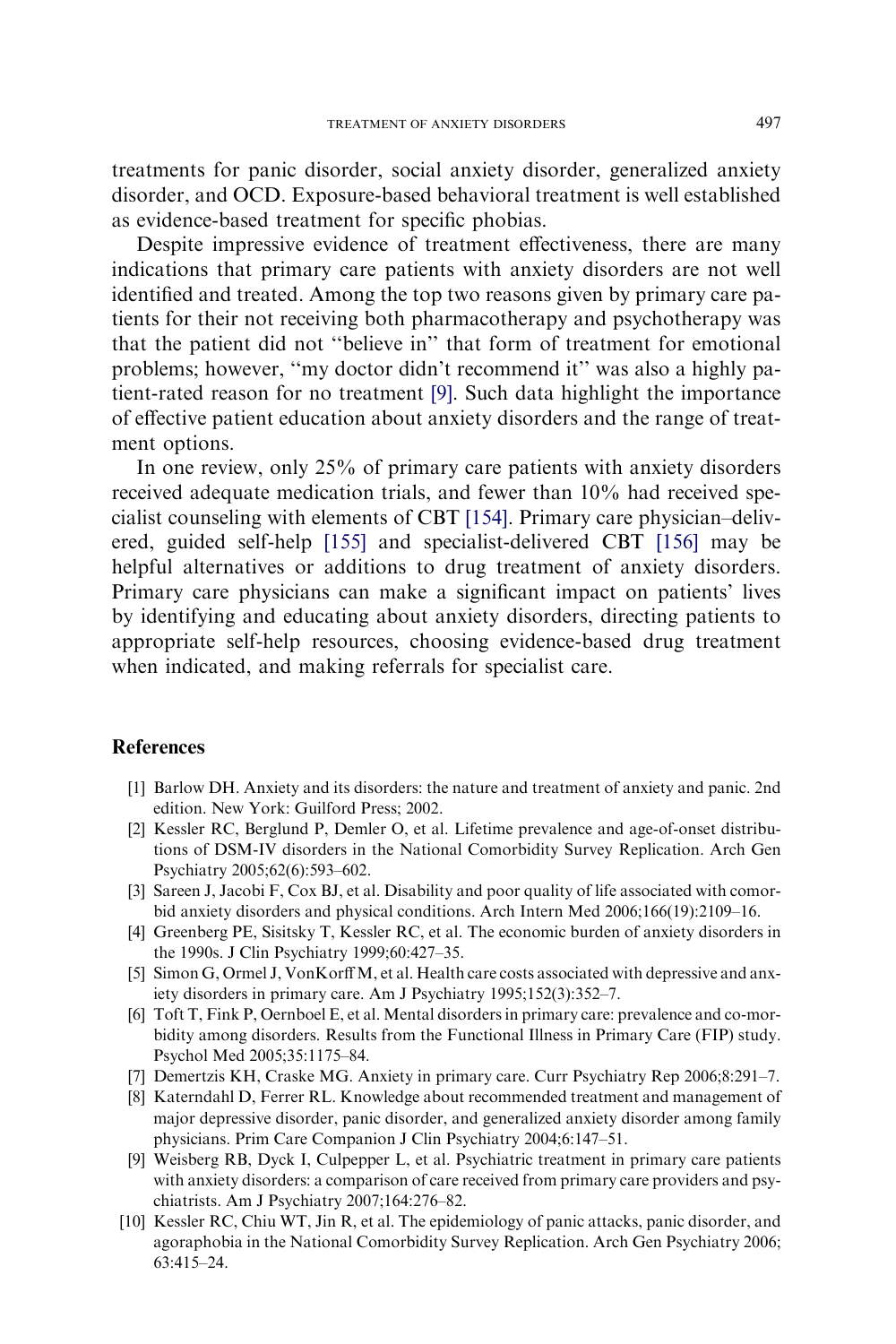treatments for panic disorder, social anxiety disorder, generalized anxiety disorder, and OCD. Exposure-based behavioral treatment is well established as evidence-based treatment for specific phobias.

Despite impressive evidence of treatment effectiveness, there are many indications that primary care patients with anxiety disorders are not well identified and treated. Among the top two reasons given by primary care patients for their not receiving both pharmacotherapy and psychotherapy was that the patient did not ''believe in'' that form of treatment for emotional problems; however, ''my doctor didn't recommend it'' was also a highly patient-rated reason for no treatment [9]. Such data highlight the importance of effective patient education about anxiety disorders and the range of treatment options.

In one review, only 25% of primary care patients with anxiety disorders received adequate medication trials, and fewer than 10% had received specialist counseling with elements of CBT [154]. Primary care physician–delivered, guided self-help [155] and specialist-delivered CBT [156] may be helpful alternatives or additions to drug treatment of anxiety disorders. Primary care physicians can make a significant impact on patients' lives by identifying and educating about anxiety disorders, directing patients to appropriate self-help resources, choosing evidence-based drug treatment when indicated, and making referrals for specialist care.

## References

[1] Barlow DH. Anxiety and its disorders: the nature and treatment of anxiety and panic. 2nd edition. New York: Guilford Press; 2002.

[2] Kessler RC, Berglund P, Demler O, et al. Lifetime prevalence and age-of-onset distributions of DSM-IV disorders in the National Comorbidity Survey Replication. Arch Gen Psychiatry 2005;62(6):593–602.

[3] Sareen J, Jacobi F, Cox BJ, et al. Disability and poor quality of life associated with comorbid anxiety disorders and physical conditions. Arch Intern Med 2006;166(19):2109–16.

[4] Greenberg PE, Sisitsky T, Kessler RC, et al. The economic burden of anxiety disorders in the 1990s. J Clin Psychiatry 1999;60:427–35.

[5] Simon G, Ormel J, VonKorff M, et al. Health care costs associated with depressive and anxiety disorders in primary care. Am J Psychiatry 1995;152(3):352–7.

[6] Toft T, Fink P, Oernboel E, et al. Mental disorders in primary care: prevalence and co-morbidity among disorders. Results from the Functional Illness in Primary Care (FIP) study. Psychol Med 2005;35:1175–84.

[7] Demertzis KH, Craske MG. Anxiety in primary care. Curr Psychiatry Rep 2006;8:291–7.

[8] Katerndahl D, Ferrer RL. Knowledge about recommended treatment and management of major depressive disorder, panic disorder, and generalized anxiety disorder among family physicians. Prim Care Companion J Clin Psychiatry 2004;6:147–51.

[9] Weisberg RB, Dyck I, Culpepper L, et al. Psychiatric treatment in primary care patients with anxiety disorders: a comparison of care received from primary care providers and psychiatrists. Am J Psychiatry 2007;164:276–82.

[10] Kessler RC, Chiu WT, Jin R, et al. The epidemiology of panic attacks, panic disorder, and agoraphobia in the National Comorbidity Survey Replication. Arch Gen Psychiatry 2006;63:415–24.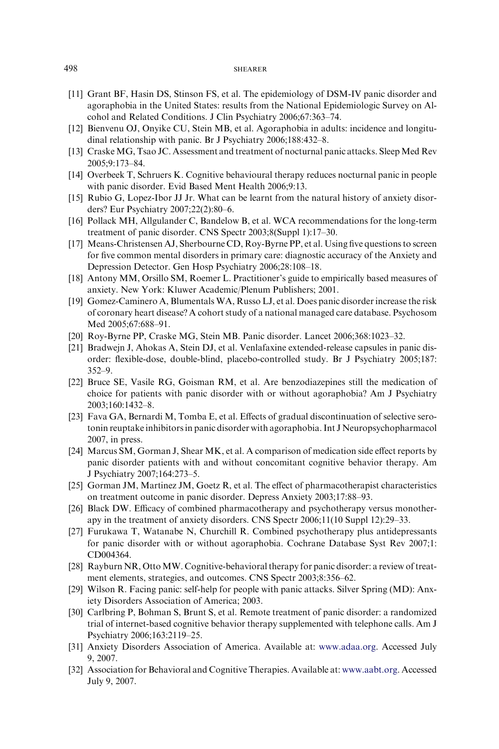[11] Grant BF, Hasin DS, Stinson FS, et al. The epidemiology of DSM-IV panic disorder and agoraphobia in the United States: results from the National Epidemiologic Survey on Alcohol and Related Conditions. J Clin Psychiatry 2006;67:363–74.

[12] Bienvenu OJ, Onyike CU, Stein MB, et al. Agoraphobia in adults: incidence and longitudinal relationship with panic. Br J Psychiatry 2006;188:432–8.

[13] Craske MG, Tsao JC. Assessment and treatment of nocturnal panic attacks. Sleep Med Rev 2005;9:173–84.

[14] Overbeek T, Schruers K. Cognitive behavioural therapy reduces nocturnal panic in people with panic disorder. Evid Based Ment Health 2006;9:13.

[15] Rubio G, Lopez-Ibor JJ Jr. What can be learnt from the natural history of anxiety disorders? Eur Psychiatry 2007;22(2):80–6.

[16] Pollack MH, Allgulander C, Bandelow B, et al. WCA recommendations for the long-term treatment of panic disorder. CNS Spectr 2003;8(Suppl 1):17–30.

[17] Means-Christensen AJ, Sherbourne CD, Roy-Byrne PP, et al. Using five questions to screen for five common mental disorders in primary care: diagnostic accuracy of the Anxiety and Depression Detector. Gen Hosp Psychiatry 2006;28:108–18.

[18] Antony MM, Orsillo SM, Roemer L. Practitioner's guide to empirically based measures of anxiety. New York: Kluwer Academic/Plenum Publishers; 2001.

[19] Gomez-Caminero A, Blumentals WA, Russo LJ, et al. Does panic disorder increase the risk of coronary heart disease? A cohort study of a national managed care database. Psychosom Med 2005;67:688–91.

[20] Roy-Byrne PP, Craske MG, Stein MB. Panic disorder. Lancet 2006;368:1023–32.

[21] Bradwejn J, Ahokas A, Stein DJ, et al. Venlafaxine extended-release capsules in panic disorder: flexible-dose, double-blind, placebo-controlled study. Br J Psychiatry 2005;187: 352–9.

[22] Bruce SE, Vasile RG, Goisman RM, et al. Are benzodiazepines still the medication of choice for patients with panic disorder with or without agoraphobia? Am J Psychiatry 2003;160:1432–8.

[23] Fava GA, Bernardi M, Tomba E, et al. Effects of gradual discontinuation of selective serotonin reuptake inhibitors in panic disorder with agoraphobia. Int J Neuropsychopharmacol 2007, in press.

[24] Marcus SM, Gorman J, Shear MK, et al. A comparison of medication side effect reports by panic disorder patients with and without concomitant cognitive behavior therapy. Am J Psychiatry 2007;164:273–5.

[25] Gorman JM, Martinez JM, Goetz R, et al. The effect of pharmacotherapist characteristics on treatment outcome in panic disorder. Depress Anxiety 2003;17:88–93.

[26] Black DW. Efficacy of combined pharmacotherapy and psychotherapy versus monotherapy in the treatment of anxiety disorders. CNS Spectr 2006;11(10 Suppl 12):29–33.

[27] Furukawa T, Watanabe N, Churchill R. Combined psychotherapy plus antidepressants for panic disorder with or without agoraphobia. Cochrane Database Syst Rev 2007;1: CD004364.

[28] Rayburn NR, Otto MW. Cognitive-behavioral therapy for panic disorder: a review of treatment elements, strategies, and outcomes. CNS Spectr 2003;8:356–62.

[29] Wilson R. Facing panic: self-help for people with panic attacks. Silver Spring (MD): Anxiety Disorders Association of America; 2003.

[30] Carlbring P, Bohman S, Brunt S, et al. Remote treatment of panic disorder: a randomized trial of internet-based cognitive behavior therapy supplemented with telephone calls. Am J Psychiatry 2006;163:2119–25.

[31] Anxiety Disorders Association of America. Available at: www.adaa.org. Accessed July 9, 2007.

[32] Association for Behavioral and Cognitive Therapies. Available at: www.aabt.org. Accessed July 9, 2007.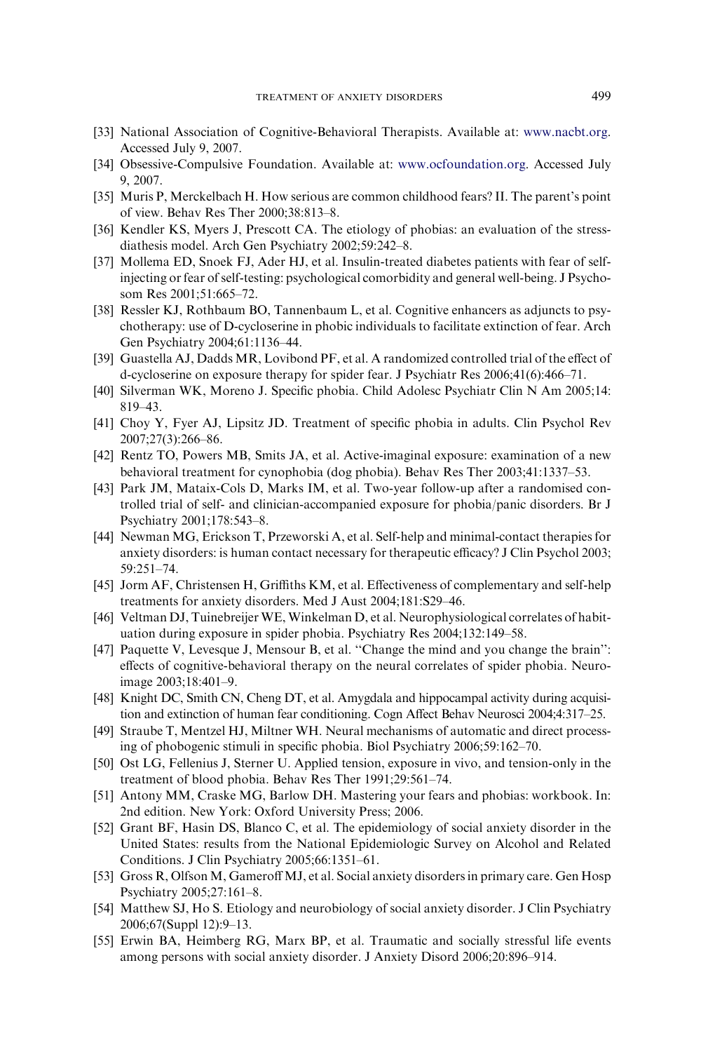[33] National Association of Cognitive-Behavioral Therapists. Available at: www.nacbt.org. Accessed July 9, 2007.

[34] Obsessive-Compulsive Foundation. Available at: www.ocfoundation.org. Accessed July 9, 2007.

[35] Muris P, Merckelbach H. How serious are common childhood fears? II. The parent's point of view. Behav Res Ther 2000;38:813–8.

[36] Kendler KS, Myers J, Prescott CA. The etiology of phobias: an evaluation of the stress-diathesis model. Arch Gen Psychiatry 2002;59:242–8.

[37] Mollema ED, Snoek FJ, Ader HJ, et al. Insulin-treated diabetes patients with fear of self-injecting or fear of self-testing: psychological comorbidity and general well-being. J Psychosom Res 2001;51:665–72.

[38] Ressler KJ, Rothbaum BO, Tannenbaum L, et al. Cognitive enhancers as adjuncts to psychotherapy: use of D-cycloserine in phobic individuals to facilitate extinction of fear. Arch Gen Psychiatry 2004;61:1136–44.

[39] Guastella AJ, Dadds MR, Lovibond PF, et al. A randomized controlled trial of the effect of d-cycloserine on exposure therapy for spider fear. J Psychiatr Res 2006;41(6):466–71.

[40] Silverman WK, Moreno J. Specific phobia. Child Adolesc Psychiatr Clin N Am 2005;14: 819–43.

[41] Choy Y, Fyer AJ, Lipsitz JD. Treatment of specific phobia in adults. Clin Psychol Rev 2007;27(3):266–86.

[42] Rentz TO, Powers MB, Smits JA, et al. Active-imaginal exposure: examination of a new behavioral treatment for cynophobia (dog phobia). Behav Res Ther 2003;41:1337–53.

[43] Park JM, Mataix-Cols D, Marks IM, et al. Two-year follow-up after a randomised controlled trial of self- and clinician-accompanied exposure for phobia/panic disorders. Br J Psychiatry 2001;178:543–8.

[44] Newman MG, Erickson T, Przeworski A, et al. Self-help and minimal-contact therapies for anxiety disorders: is human contact necessary for therapeutic efficacy? J Clin Psychol 2003; 59:251–74.

[45] Jorm AF, Christensen H, Griffiths KM, et al. Effectiveness of complementary and self-help treatments for anxiety disorders. Med J Aust 2004;181:S29–46.

[46] Veltman DJ, Tuinebreijer WE, Winkelman D, et al. Neurophysiological correlates of habituation during exposure in spider phobia. Psychiatry Res 2004;132:149–58.

[47] Paquette V, Levesque J, Mensour B, et al. "Change the mind and you change the brain": effects of cognitive-behavioral therapy on the neural correlates of spider phobia. Neuroimage 2003;18:401–9.

[48] Knight DC, Smith CN, Cheng DT, et al. Amygdala and hippocampal activity during acquisition and extinction of human fear conditioning. Cogn Affect Behav Neurosci 2004;4:317–25.

[49] Straube T, Mentzel HJ, Miltner WH. Neural mechanisms of automatic and direct processing of phobogenic stimuli in specific phobia. Biol Psychiatry 2006;59:162–70.

[50] Ost LG, Fellenius J, Sterner U. Applied tension, exposure in vivo, and tension-only in the treatment of blood phobia. Behav Res Ther 1991;29:561–74.

[51] Antony MM, Craske MG, Barlow DH. Mastering your fears and phobias: workbook. In: 2nd edition. New York: Oxford University Press; 2006.

[52] Grant BF, Hasin DS, Blanco C, et al. The epidemiology of social anxiety disorder in the United States: results from the National Epidemiologic Survey on Alcohol and Related Conditions. J Clin Psychiatry 2005;66:1351–61.

[53] Gross R, Olfson M, Gameroff MJ, et al. Social anxiety disorders in primary care. Gen Hosp Psychiatry 2005;27:161–8.

[54] Matthew SJ, Ho S. Etiology and neurobiology of social anxiety disorder. J Clin Psychiatry 2006;67(Suppl 12):9–13.

[55] Erwin BA, Heimberg RG, Marx BP, et al. Traumatic and socially stressful life events among persons with social anxiety disorder. J Anxiety Disord 2006;20:896–914.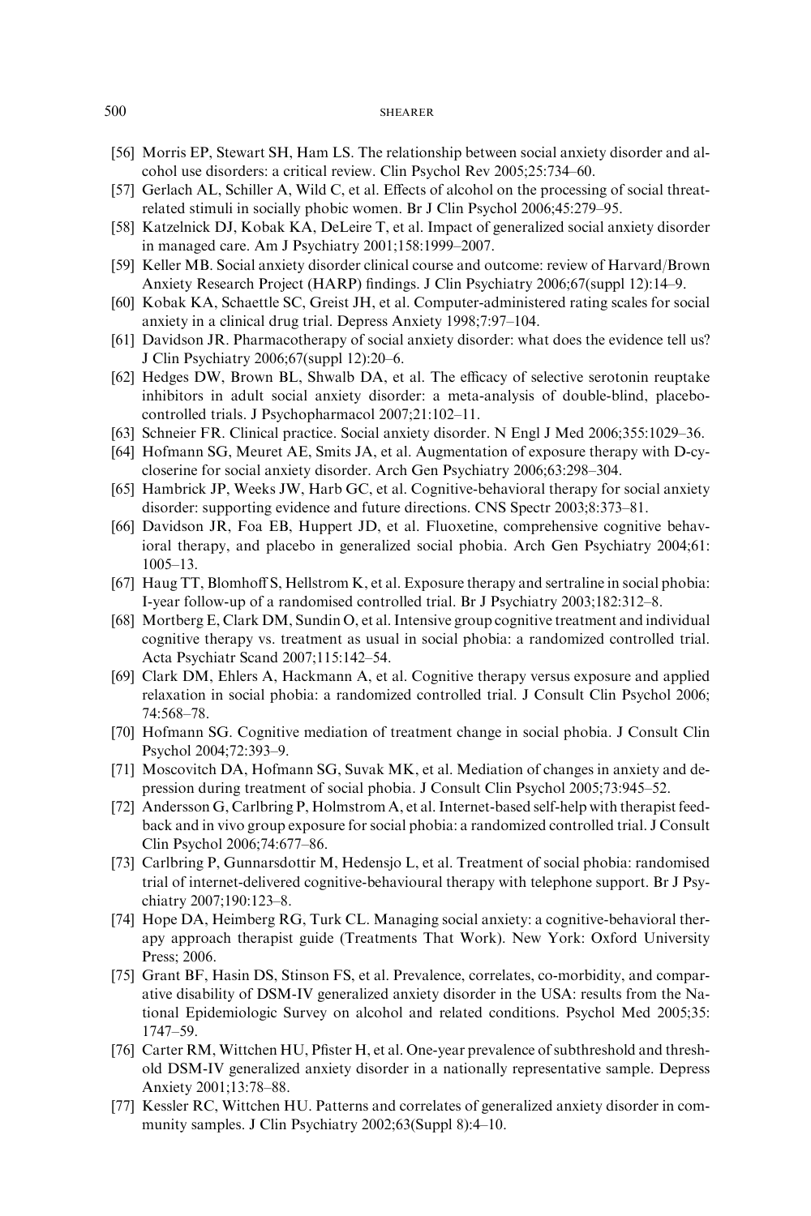[56] Morris EP, Stewart SH, Ham LS. The relationship between social anxiety disorder and alcohol use disorders: a critical review. Clin Psychol Rev 2005;25:734–60.

[57] Gerlach AL, Schiller A, Wild C, et al. Effects of alcohol on the processing of social threat-related stimuli in socially phobic women. Br J Clin Psychol 2006;45:279–95.

[58] Katzelnick DJ, Kobak KA, DeLeire T, et al. Impact of generalized social anxiety disorder in managed care. Am J Psychiatry 2001;158:1999–2007.

[59] Keller MB. Social anxiety disorder clinical course and outcome: review of Harvard/Brown Anxiety Research Project (HARP) findings. J Clin Psychiatry 2006;67(suppl 12):14–9.

[60] Kobak KA, Schaettle SC, Greist JH, et al. Computer-administered rating scales for social anxiety in a clinical drug trial. Depress Anxiety 1998;7:97–104.

[61] Davidson JR. Pharmacotherapy of social anxiety disorder: what does the evidence tell us? J Clin Psychiatry 2006;67(suppl 12):20–6.

[62] Hedges DW, Brown BL, Shwalb DA, et al. The efficacy of selective serotonin reuptake inhibitors in adult social anxiety disorder: a meta-analysis of double-blind, placebo-controlled trials. J Psychopharmacol 2007;21:102–11.

[63] Schneier FR. Clinical practice. Social anxiety disorder. N Engl J Med 2006;355:1029–36.

[64] Hofmann SG, Meuret AE, Smits JA, et al. Augmentation of exposure therapy with D-cycloserine for social anxiety disorder. Arch Gen Psychiatry 2006;63:298–304.

[65] Hambrick JP, Weeks JW, Harb GC, et al. Cognitive-behavioral therapy for social anxiety disorder: supporting evidence and future directions. CNS Spectr 2003;8:373–81.

[66] Davidson JR, Foa EB, Huppert JD, et al. Fluoxetine, comprehensive cognitive behavioral therapy, and placebo in generalized social phobia. Arch Gen Psychiatry 2004;61: 1005–13.

[67] Haug TT, Blomhoff S, Hellstrom K, et al. Exposure therapy and sertraline in social phobia: I-year follow-up of a randomised controlled trial. Br J Psychiatry 2003;182:312–8.

[68] Mortberg E, Clark DM, Sundin O, et al. Intensive group cognitive treatment and individual cognitive therapy vs. treatment as usual in social phobia: a randomized controlled trial. Acta Psychiatr Scand 2007;115:142–54.

[69] Clark DM, Ehlers A, Hackmann A, et al. Cognitive therapy versus exposure and applied relaxation in social phobia: a randomized controlled trial. J Consult Clin Psychol 2006; 74:568–78.

[70] Hofmann SG. Cognitive mediation of treatment change in social phobia. J Consult Clin Psychol 2004;72:393–9.

[71] Moscovitch DA, Hofmann SG, Suvak MK, et al. Mediation of changes in anxiety and depression during treatment of social phobia. J Consult Clin Psychol 2005;73:945–52.

[72] Andersson G, Carlbring P, Holmstrom A, et al. Internet-based self-help with therapist feedback and in vivo group exposure for social phobia: a randomized controlled trial. J Consult Clin Psychol 2006;74:677–86.

[73] Carlbring P, Gunnarsdottir M, Hedensjo L, et al. Treatment of social phobia: randomised trial of internet-delivered cognitive-behavioural therapy with telephone support. Br J Psychiatry 2007;190:123–8.

[74] Hope DA, Heimberg RG, Turk CL. Managing social anxiety: a cognitive-behavioral therapy approach therapist guide (Treatments That Work). New York: Oxford University Press; 2006.

[75] Grant BF, Hasin DS, Stinson FS, et al. Prevalence, correlates, co-morbidity, and comparative disability of DSM-IV generalized anxiety disorder in the USA: results from the National Epidemiologic Survey on alcohol and related conditions. Psychol Med 2005;35: 1747–59.

[76] Carter RM, Wittchen HU, Pfister H, et al. One-year prevalence of subthreshold and threshold DSM-IV generalized anxiety disorder in a nationally representative sample. Depress Anxiety 2001;13:78–88.

[77] Kessler RC, Wittchen HU. Patterns and correlates of generalized anxiety disorder in community samples. J Clin Psychiatry 2002;63(Suppl 8):4–10.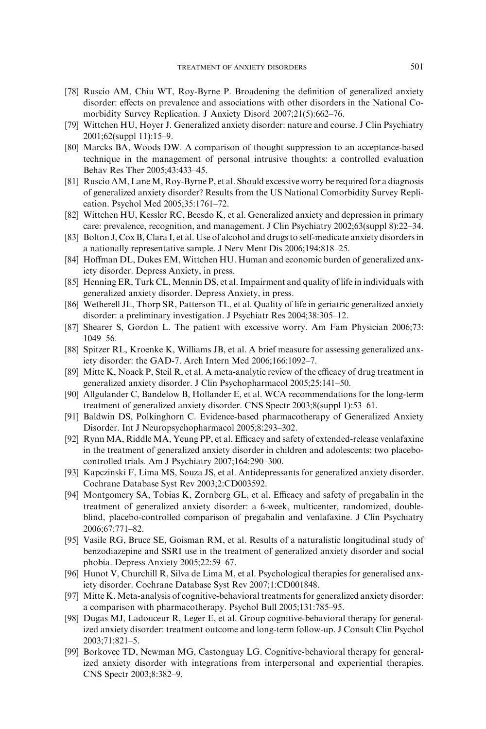[78] Ruscio AM, Chiu WT, Roy-Byrne P. Broadening the definition of generalized anxiety disorder: effects on prevalence and associations with other disorders in the National Comorbidity Survey Replication. J Anxiety Disord 2007;21(5):662–76.

[79] Wittchen HU, Hoyer J. Generalized anxiety disorder: nature and course. J Clin Psychiatry 2001;62(suppl 11):15–9.

[80] Marcks BA, Woods DW. A comparison of thought suppression to an acceptance-based technique in the management of personal intrusive thoughts: a controlled evaluation Behav Res Ther 2005;43:433–45.

[81] Ruscio AM, Lane M, Roy-Byrne P, et al. Should excessive worry be required for a diagnosis of generalized anxiety disorder? Results from the US National Comorbidity Survey Replication. Psychol Med 2005;35:1761–72.

[82] Wittchen HU, Kessler RC, Beesdo K, et al. Generalized anxiety and depression in primary care: prevalence, recognition, and management. J Clin Psychiatry 2002;63(suppl 8):22–34.

[83] Bolton J, Cox B, Clara I, et al. Use of alcohol and drugs to self-medicate anxiety disorders in a nationally representative sample. J Nerv Ment Dis 2006;194:818–25.

[84] Hoffman DL, Dukes EM, Wittchen HU. Human and economic burden of generalized anxiety disorder. Depress Anxiety, in press.

[85] Henning ER, Turk CL, Mennin DS, et al. Impairment and quality of life in individuals with generalized anxiety disorder. Depress Anxiety, in press.

[86] Wetherell JL, Thorp SR, Patterson TL, et al. Quality of life in geriatric generalized anxiety disorder: a preliminary investigation. J Psychiatr Res 2004;38:305–12.

[87] Shearer S, Gordon L. The patient with excessive worry. Am Fam Physician 2006;73:1049–56.

[88] Spitzer RL, Kroenke K, Williams JB, et al. A brief measure for assessing generalized anxiety disorder: the GAD-7. Arch Intern Med 2006;166:1092–7.

[89] Mitte K, Noack P, Steil R, et al. A meta-analytic review of the efficacy of drug treatment in generalized anxiety disorder. J Clin Psychopharmacol 2005;25:141–50.

[90] Allgulander C, Bandelow B, Hollander E, et al. WCA recommendations for the long-term treatment of generalized anxiety disorder. CNS Spectr 2003;8(suppl 1):53–61.

[91] Baldwin DS, Polkinghorn C. Evidence-based pharmacotherapy of Generalized Anxiety Disorder. Int J Neuropsychopharmacol 2005;8:293–302.

[92] Rynn MA, Riddle MA, Yeung PP, et al. Efficacy and safety of extended-release venlafaxine in the treatment of generalized anxiety disorder in children and adolescents: two placebo-controlled trials. Am J Psychiatry 2007;164:290–300.

[93] Kapczinski F, Lima MS, Souza JS, et al. Antidepressants for generalized anxiety disorder. Cochrane Database Syst Rev 2003;2:CD003592.

[94] Montgomery SA, Tobias K, Zornberg GL, et al. Efficacy and safety of pregabalin in the treatment of generalized anxiety disorder: a 6-week, multicenter, randomized, double-blind, placebo-controlled comparison of pregabalin and venlafaxine. J Clin Psychiatry 2006;67:771–82.

[95] Vasile RG, Bruce SE, Goisman RM, et al. Results of a naturalistic longitudinal study of benzodiazepine and SSRI use in the treatment of generalized anxiety disorder and social phobia. Depress Anxiety 2005;22:59–67.

[96] Hunot V, Churchill R, Silva de Lima M, et al. Psychological therapies for generalised anxiety disorder. Cochrane Database Syst Rev 2007;1:CD001848.

[97] Mitte K. Meta-analysis of cognitive-behavioral treatments for generalized anxiety disorder: a comparison with pharmacotherapy. Psychol Bull 2005;131:785–95.

[98] Dugas MJ, Ladouceur R, Leger E, et al. Group cognitive-behavioral therapy for generalized anxiety disorder: treatment outcome and long-term follow-up. J Consult Clin Psychol 2003;71:821–5.

[99] Borkovec TD, Newman MG, Castonguay LG. Cognitive-behavioral therapy for generalized anxiety disorder with integrations from interpersonal and experiential therapies. CNS Spectr 2003;8:382–9.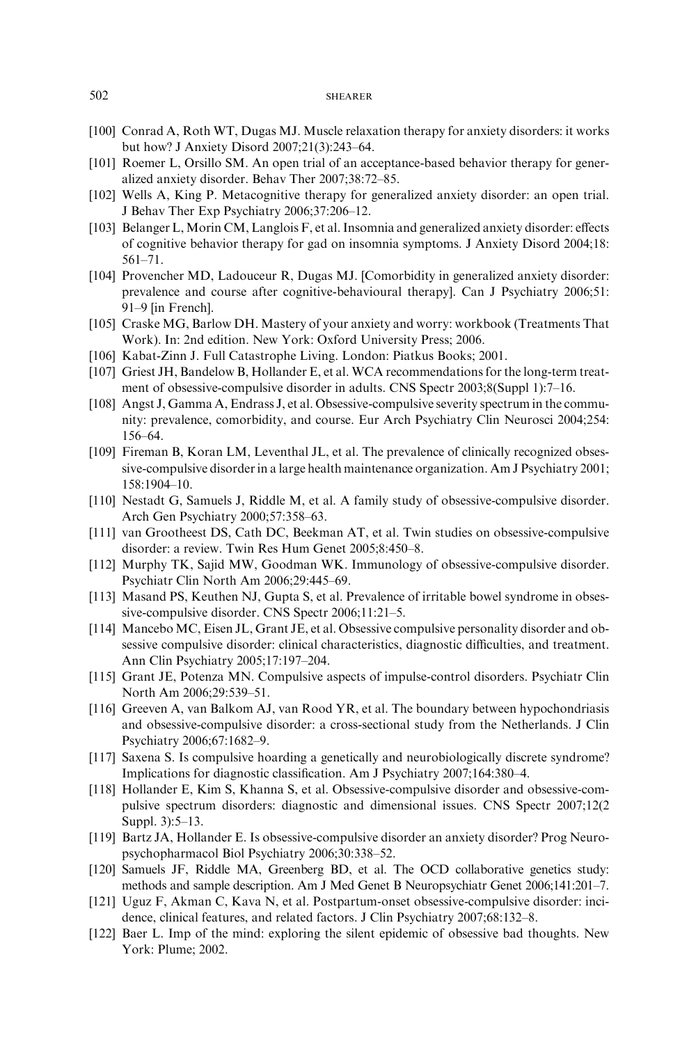[100] Conrad A, Roth WT, Dugas MJ. Muscle relaxation therapy for anxiety disorders: it works but how? J Anxiety Disord 2007;21(3):243–64.

[101] Roemer L, Orsillo SM. An open trial of an acceptance-based behavior therapy for generalized anxiety disorder. Behav Ther 2007;38:72–85.

[102] Wells A, King P. Metacognitive therapy for generalized anxiety disorder: an open trial. J Behav Ther Exp Psychiatry 2006;37:206–12.

[103] Belanger L, Morin CM, Langlois F, et al. Insomnia and generalized anxiety disorder: effects of cognitive behavior therapy for gad on insomnia symptoms. J Anxiety Disord 2004;18: 561–71.

[104] Provencher MD, Ladouceur R, Dugas MJ. [Comorbidity in generalized anxiety disorder: prevalence and course after cognitive-behavioural therapy]. Can J Psychiatry 2006;51: 91–9 [in French].

[105] Craske MG, Barlow DH. Mastery of your anxiety and worry: workbook (Treatments That Work). In: 2nd edition. New York: Oxford University Press; 2006.

[106] Kabat-Zinn J. Full Catastrophe Living. London: Piatkus Books; 2001.

[107] Griest JH, Bandelow B, Hollander E, et al. WCA recommendations for the long-term treatment of obsessive-compulsive disorder in adults. CNS Spectr 2003;8(Suppl 1):7–16.

[108] Angst J, Gamma A, Endrass J, et al. Obsessive-compulsive severity spectrum in the community: prevalence, comorbidity, and course. Eur Arch Psychiatry Clin Neurosci 2004;254: 156–64.

[109] Fireman B, Koran LM, Leventhal JL, et al. The prevalence of clinically recognized obsessive-compulsive disorder in a large health maintenance organization. Am J Psychiatry 2001; 158:1904–10.

[110] Nestadt G, Samuels J, Riddle M, et al. A family study of obsessive-compulsive disorder. Arch Gen Psychiatry 2000;57:358–63.

[111] van Grootheest DS, Cath DC, Beekman AT, et al. Twin studies on obsessive-compulsive disorder: a review. Twin Res Hum Genet 2005;8:450–8.

[112] Murphy TK, Sajid MW, Goodman WK. Immunology of obsessive-compulsive disorder. Psychiatr Clin North Am 2006;29:445–69.

[113] Masand PS, Keuthen NJ, Gupta S, et al. Prevalence of irritable bowel syndrome in obsessive-compulsive disorder. CNS Spectr 2006;11:21–5.

[114] Mancebo MC, Eisen JL, Grant JE, et al. Obsessive compulsive personality disorder and obsessive compulsive disorder: clinical characteristics, diagnostic difficulties, and treatment. Ann Clin Psychiatry 2005;17:197–204.

[115] Grant JE, Potenza MN. Compulsive aspects of impulse-control disorders. Psychiatr Clin North Am 2006;29:539–51.

[116] Greeven A, van Balkom AJ, van Rood YR, et al. The boundary between hypochondriasis and obsessive-compulsive disorder: a cross-sectional study from the Netherlands. J Clin Psychiatry 2006;67:1682–9.

[117] Saxena S. Is compulsive hoarding a genetically and neurobiologically discrete syndrome? Implications for diagnostic classification. Am J Psychiatry 2007;164:380–4.

[118] Hollander E, Kim S, Khanna S, et al. Obsessive-compulsive disorder and obsessive-compulsive spectrum disorders: diagnostic and dimensional issues. CNS Spectr 2007;12(2 Suppl. 3):5–13.

[119] Bartz JA, Hollander E. Is obsessive-compulsive disorder an anxiety disorder? Prog Neuropsychopharmacol Biol Psychiatry 2006;30:338–52.

[120] Samuels JF, Riddle MA, Greenberg BD, et al. The OCD collaborative genetics study: methods and sample description. Am J Med Genet B Neuropsychiatr Genet 2006;141:201–7.

[121] Uguz F, Akman C, Kava N, et al. Postpartum-onset obsessive-compulsive disorder: incidence, clinical features, and related factors. J Clin Psychiatry 2007;68:132–8.

[122] Baer L. Imp of the mind: exploring the silent epidemic of obsessive bad thoughts. New York: Plume; 2002.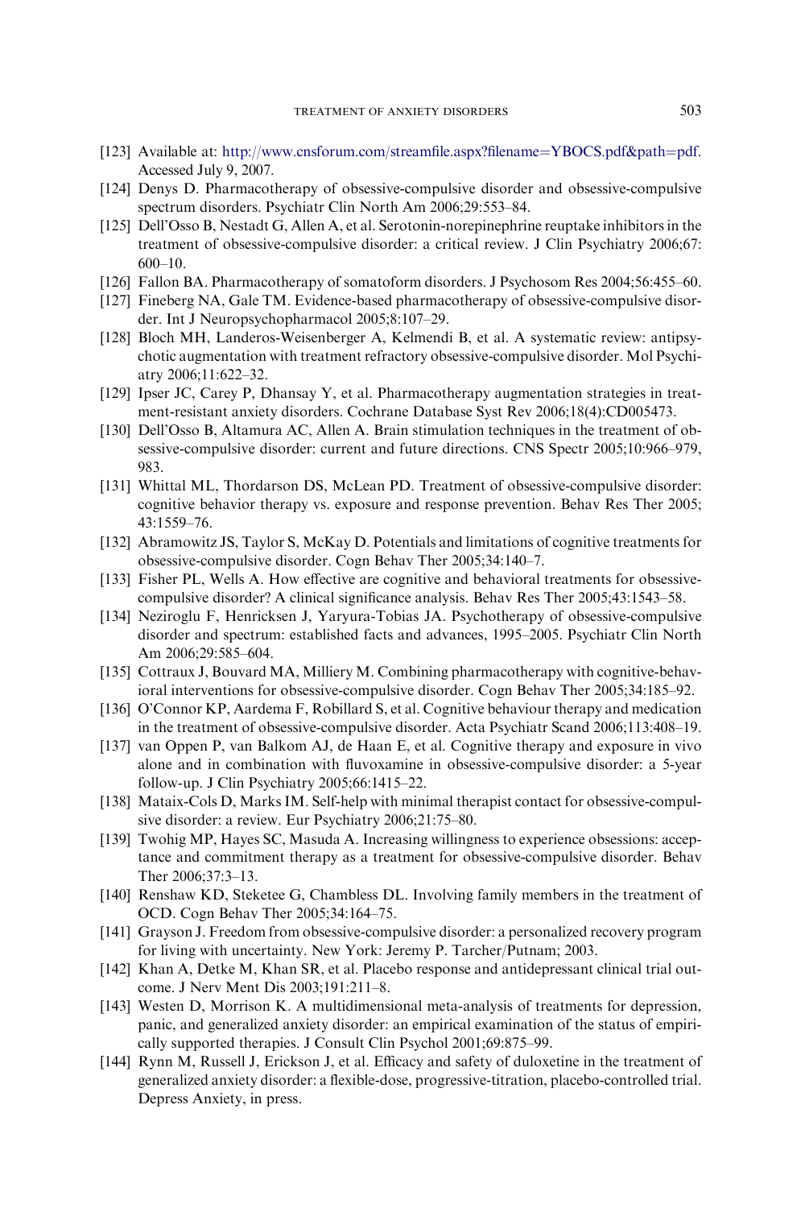[123] Available at: http://www.cnsforum.com/streamfile.aspx?filename=YBOCS.pdf&path=pdf. Accessed July 9, 2007.

[124] Denys D. Pharmacotherapy of obsessive-compulsive disorder and obsessive-compulsive spectrum disorders. Psychiatr Clin North Am 2006;29:553–84.

[125] Dell'Osso B, Nestadt G, Allen A, et al. Serotonin-norepinephrine reuptake inhibitors in the treatment of obsessive-compulsive disorder: a critical review. J Clin Psychiatry 2006;67: 600–10.

[126] Fallon BA. Pharmacotherapy of somatoform disorders. J Psychosom Res 2004;56:455–60.

[127] Fineberg NA, Gale TM. Evidence-based pharmacotherapy of obsessive-compulsive disorder. Int J Neuropsychopharmacol 2005;8:107–29.

[128] Bloch MH, Landeros-Weisenberger A, Kelmendi B, et al. A systematic review: antipsychotic augmentation with treatment refractory obsessive-compulsive disorder. Mol Psychiatry 2006;11:622–32.

[129] Ipser JC, Carey P, Dhansay Y, et al. Pharmacotherapy augmentation strategies in treatment-resistant anxiety disorders. Cochrane Database Syst Rev 2006;18(4):CD005473.

[130] Dell'Osso B, Altamura AC, Allen A. Brain stimulation techniques in the treatment of obsessive-compulsive disorder: current and future directions. CNS Spectr 2005;10:966–979, 983.

[131] Whittal ML, Thordarson DS, McLean PD. Treatment of obsessive-compulsive disorder: cognitive behavior therapy vs. exposure and response prevention. Behav Res Ther 2005; 43:1559–76.

[132] Abramowitz JS, Taylor S, McKay D. Potentials and limitations of cognitive treatments for obsessive-compulsive disorder. Cogn Behav Ther 2005;34:140–7.

[133] Fisher PL, Wells A. How effective are cognitive and behavioral treatments for obsessive-compulsive disorder? A clinical significance analysis. Behav Res Ther 2005;43:1543–58.

[134] Neziroglu F, Henricksen J, Yaryura-Tobias JA. Psychotherapy of obsessive-compulsive disorder and spectrum: established facts and advances, 1995–2005. Psychiatr Clin North Am 2006;29:585–604.

[135] Cottraux J, Bouvard MA, Milliery M. Combining pharmacotherapy with cognitive-behavioral interventions for obsessive-compulsive disorder. Cogn Behav Ther 2005;34:185–92.

[136] O'Connor KP, Aardema F, Robillard S, et al. Cognitive behaviour therapy and medication in the treatment of obsessive-compulsive disorder. Acta Psychiatr Scand 2006;113:408–19.

[137] van Oppen P, van Balkom AJ, de Haan E, et al. Cognitive therapy and exposure in vivo alone and in combination with fluvoxamine in obsessive-compulsive disorder: a 5-year follow-up. J Clin Psychiatry 2005;66:1415–22.

[138] Mataix-Cols D, Marks IM. Self-help with minimal therapist contact for obsessive-compulsive disorder: a review. Eur Psychiatry 2006;21:75–80.

[139] Twohig MP, Hayes SC, Masuda A. Increasing willingness to experience obsessions: acceptance and commitment therapy as a treatment for obsessive-compulsive disorder. Behav Ther 2006;37:3–13.

[140] Renshaw KD, Steketee G, Chambless DL. Involving family members in the treatment of OCD. Cogn Behav Ther 2005;34:164–75.

[141] Grayson J. Freedom from obsessive-compulsive disorder: a personalized recovery program for living with uncertainty. New York: Jeremy P. Tarcher/Putnam; 2003.

[142] Khan A, Detke M, Khan SR, et al. Placebo response and antidepressant clinical trial outcome. J Nerv Ment Dis 2003;191:211–8.

[143] Westen D, Morrison K. A multidimensional meta-analysis of treatments for depression, panic, and generalized anxiety disorder: an empirical examination of the status of empirically supported therapies. J Consult Clin Psychol 2001;69:875–99.

[144] Rynn M, Russell J, Erickson J, et al. Efficacy and safety of duloxetine in the treatment of generalized anxiety disorder: a flexible-dose, progressive-titration, placebo-controlled trial. Depress Anxiety, in press.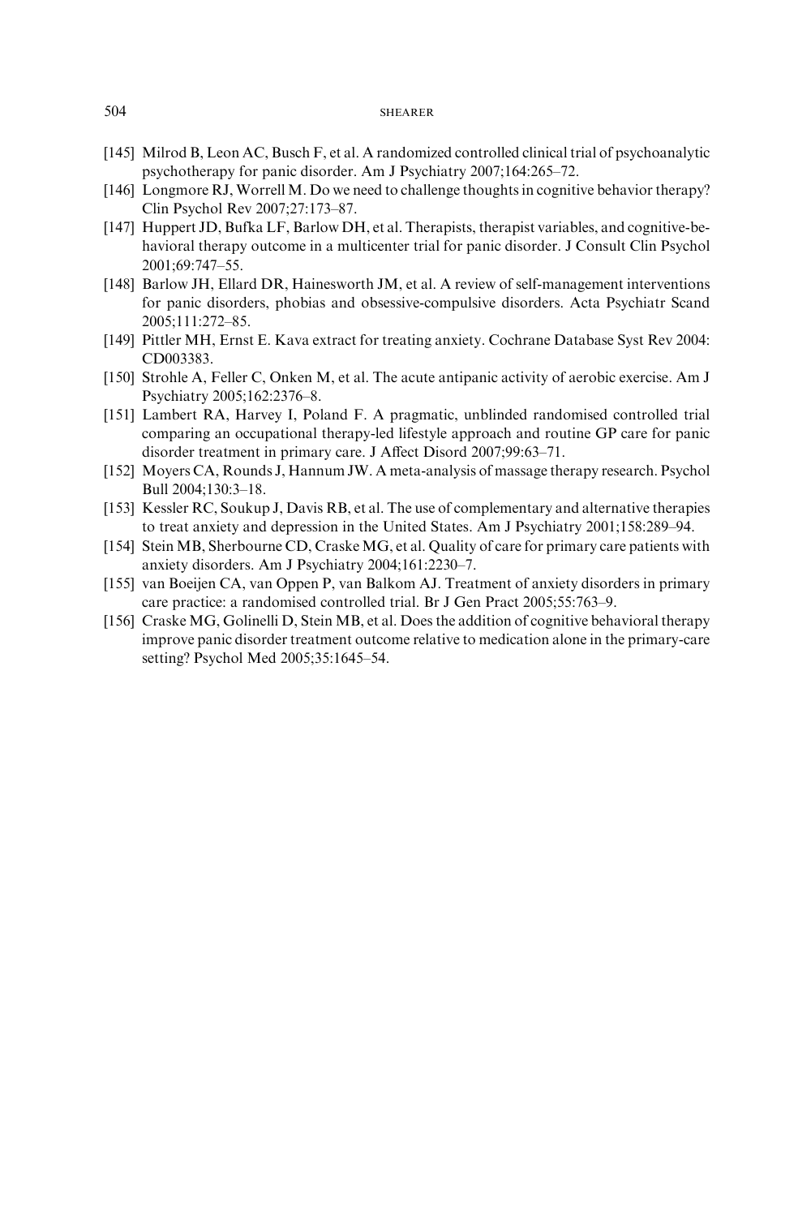[145] Milrod B, Leon AC, Busch F, et al. A randomized controlled clinical trial of psychoanalytic psychotherapy for panic disorder. Am J Psychiatry 2007;164:265–72.

[146] Longmore RJ, Worrell M. Do we need to challenge thoughts in cognitive behavior therapy? Clin Psychol Rev 2007;27:173–87.

[147] Huppert JD, Bufka LF, Barlow DH, et al. Therapists, therapist variables, and cognitive-behavioral therapy outcome in a multicenter trial for panic disorder. J Consult Clin Psychol 2001;69:747–55.

[148] Barlow JH, Ellard DR, Hainesworth JM, et al. A review of self-management interventions for panic disorders, phobias and obsessive-compulsive disorders. Acta Psychiatr Scand 2005;111:272–85.

[149] Pittler MH, Ernst E. Kava extract for treating anxiety. Cochrane Database Syst Rev 2004: CD003383.

[150] Strohle A, Feller C, Onken M, et al. The acute antipanic activity of aerobic exercise. Am J Psychiatry 2005;162:2376–8.

[151] Lambert RA, Harvey I, Poland F. A pragmatic, unblinded randomised controlled trial comparing an occupational therapy-led lifestyle approach and routine GP care for panic disorder treatment in primary care. J Affect Disord 2007;99:63–71.

[152] Moyers CA, Rounds J, Hannum JW. A meta-analysis of massage therapy research. Psychol Bull 2004;130:3–18.

[153] Kessler RC, Soukup J, Davis RB, et al. The use of complementary and alternative therapies to treat anxiety and depression in the United States. Am J Psychiatry 2001;158:289–94.

[154] Stein MB, Sherbourne CD, Craske MG, et al. Quality of care for primary care patients with anxiety disorders. Am J Psychiatry 2004;161:2230–7.

[155] van Boeijen CA, van Oppen P, van Balkom AJ. Treatment of anxiety disorders in primary care practice: a randomised controlled trial. Br J Gen Pract 2005;55:763–9.

[156] Craske MG, Golinelli D, Stein MB, et al. Does the addition of cognitive behavioral therapy improve panic disorder treatment outcome relative to medication alone in the primary-care setting? Psychol Med 2005;35:1645–54.